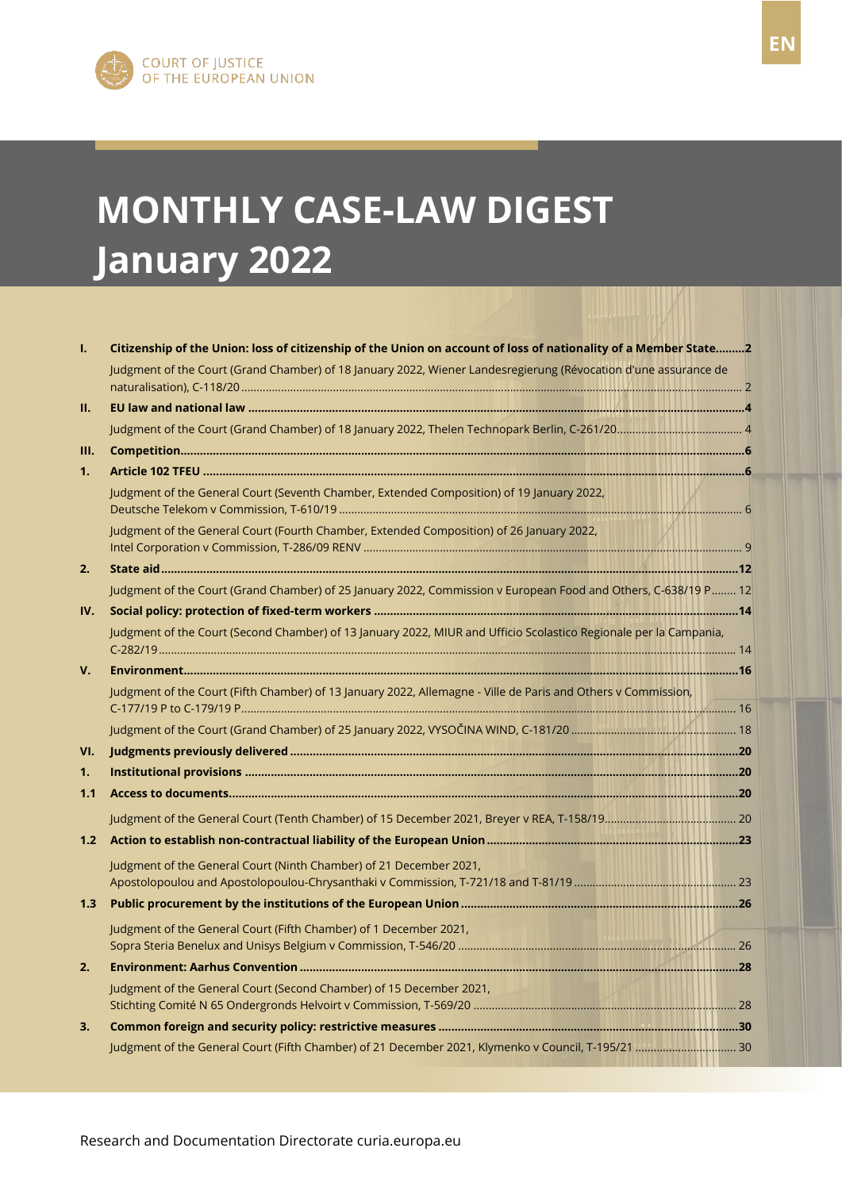COURT OF JUSTICE OF THE EUROPEAN UNION

EN

# MONTHLY CASE-LAW DIGEST January 2022

| | | |
|---|---|---|
| **I.** | **Citizenship of the Union: loss of citizenship of the Union on account of loss of nationality of a Member State** | **2** |
| | Judgment of the Court (Grand Chamber) of 18 January 2022, Wiener Landesregierung (Révocation d'une assurance de naturalisation), C-118/20 | 2 |
| **II.** | **EU law and national law** | **4** |
| | Judgment of the Court (Grand Chamber) of 18 January 2022, Thelen Technopark Berlin, C-261/20 | 4 |
| **III.** | **Competition** | **6** |
| **1.** | **Article 102 TFEU** | **6** |
| | Judgment of the General Court (Seventh Chamber, Extended Composition) of 19 January 2022, Deutsche Telekom v Commission, T-610/19 | 6 |
| | Judgment of the General Court (Fourth Chamber, Extended Composition) of 26 January 2022, Intel Corporation v Commission, T-286/09 RENV | 9 |
| **2.** | **State aid** | **12** |
| | Judgment of the Court (Grand Chamber) of 25 January 2022, Commission v European Food and Others, C-638/19 P | 12 |
| **IV.** | **Social policy: protection of fixed-term workers** | **14** |
| | Judgment of the Court (Second Chamber) of 13 January 2022, MIUR and Ufficio Scolastico Regionale per la Campania, C-282/19 | 14 |
| **V.** | **Environment** | **16** |
| | Judgment of the Court (Fifth Chamber) of 13 January 2022, Allemagne - Ville de Paris and Others v Commission, C-177/19 P to C-179/19 P | 16 |
| | Judgment of the Court (Grand Chamber) of 25 January 2022, VYSOČINA WIND, C-181/20 | 18 |
| **VI.** | **Judgments previously delivered** | **20** |
| **1.** | **Institutional provisions** | **20** |
| **1.1** | **Access to documents** | **20** |
| | Judgment of the General Court (Tenth Chamber) of 15 December 2021, Breyer v REA, T-158/19 | 20 |
| **1.2** | **Action to establish non-contractual liability of the European Union** | **23** |
| | Judgment of the General Court (Ninth Chamber) of 21 December 2021, Apostolopoulou and Apostolopoulou-Chrysanthaki v Commission, T-721/18 and T-81/19 | 23 |
| **1.3** | **Public procurement by the institutions of the European Union** | **26** |
| | Judgment of the General Court (Fifth Chamber) of 1 December 2021, Sopra Steria Benelux and Unisys Belgium v Commission, T-546/20 | 26 |
| **2.** | **Environment: Aarhus Convention** | **28** |
| | Judgment of the General Court (Second Chamber) of 15 December 2021, Stichting Comité N 65 Ondergronds Helvoirt v Commission, T-569/20 | 28 |
| **3.** | **Common foreign and security policy: restrictive measures** | **30** |
| | Judgment of the General Court (Fifth Chamber) of 21 December 2021, Klymenko v Council, T-195/21 | 30 |

Research and Documentation Directorate curia.europa.eu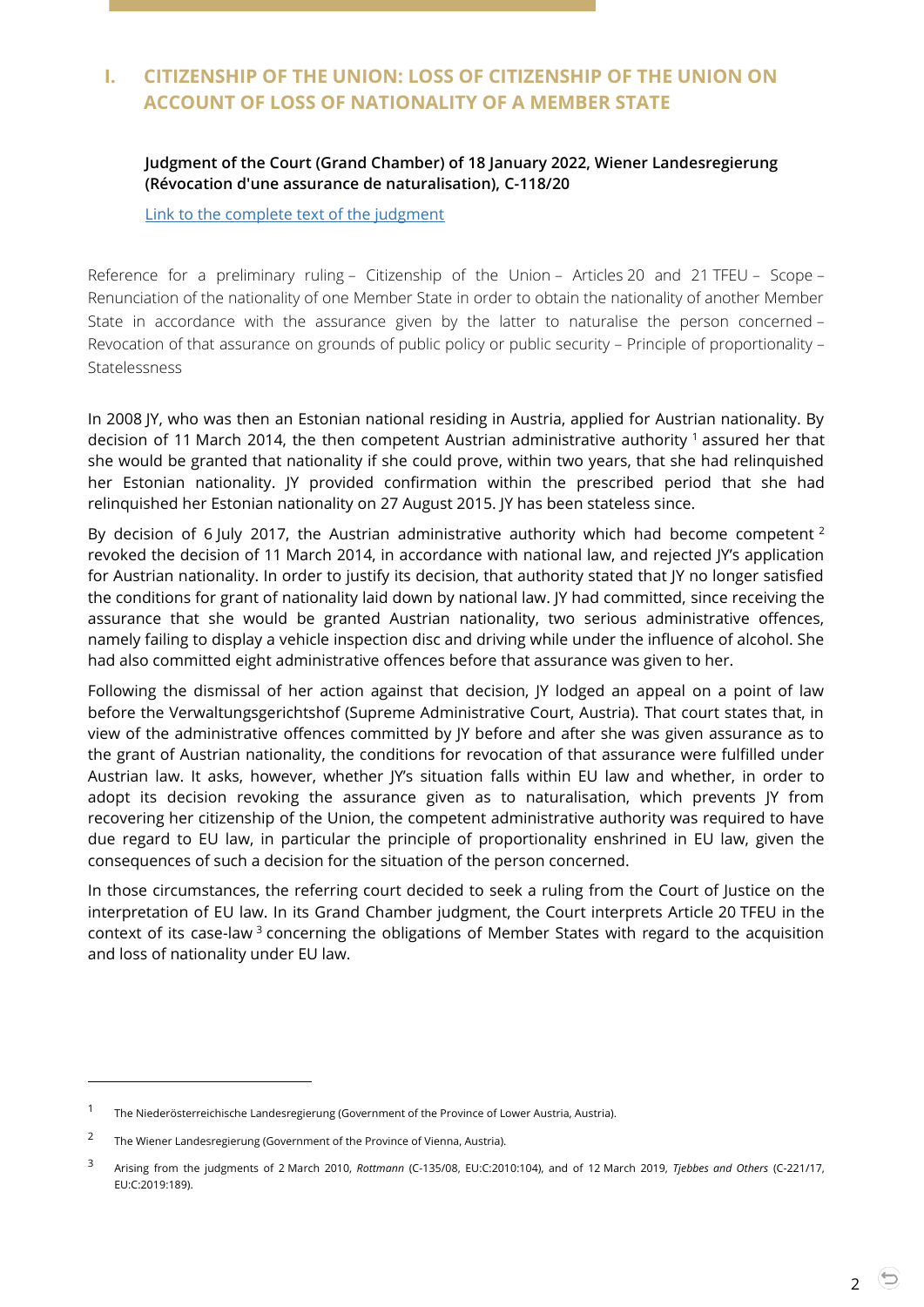## I. CITIZENSHIP OF THE UNION: LOSS OF CITIZENSHIP OF THE UNION ON ACCOUNT OF LOSS OF NATIONALITY OF A MEMBER STATE

**Judgment of the Court (Grand Chamber) of 18 January 2022, Wiener Landesregierung (Révocation d'une assurance de naturalisation), C-118/20**

Link to the complete text of the judgment

Reference for a preliminary ruling – Citizenship of the Union – Articles 20 and 21 TFEU – Scope – Renunciation of the nationality of one Member State in order to obtain the nationality of another Member State in accordance with the assurance given by the latter to naturalise the person concerned – Revocation of that assurance on grounds of public policy or public security – Principle of proportionality – Statelessness

In 2008 JY, who was then an Estonian national residing in Austria, applied for Austrian nationality. By decision of 11 March 2014, the then competent Austrian administrative authority [1] assured her that she would be granted that nationality if she could prove, within two years, that she had relinquished her Estonian nationality. JY provided confirmation within the prescribed period that she had relinquished her Estonian nationality on 27 August 2015. JY has been stateless since.

By decision of 6 July 2017, the Austrian administrative authority which had become competent [2] revoked the decision of 11 March 2014, in accordance with national law, and rejected JY's application for Austrian nationality. In order to justify its decision, that authority stated that JY no longer satisfied the conditions for grant of nationality laid down by national law. JY had committed, since receiving the assurance that she would be granted Austrian nationality, two serious administrative offences, namely failing to display a vehicle inspection disc and driving while under the influence of alcohol. She had also committed eight administrative offences before that assurance was given to her.

Following the dismissal of her action against that decision, JY lodged an appeal on a point of law before the Verwaltungsgerichtshof (Supreme Administrative Court, Austria). That court states that, in view of the administrative offences committed by JY before and after she was given assurance as to the grant of Austrian nationality, the conditions for revocation of that assurance were fulfilled under Austrian law. It asks, however, whether JY's situation falls within EU law and whether, in order to adopt its decision revoking the assurance given as to naturalisation, which prevents JY from recovering her citizenship of the Union, the competent administrative authority was required to have due regard to EU law, in particular the principle of proportionality enshrined in EU law, given the consequences of such a decision for the situation of the person concerned.

In those circumstances, the referring court decided to seek a ruling from the Court of Justice on the interpretation of EU law. In its Grand Chamber judgment, the Court interprets Article 20 TFEU in the context of its case-law [3] concerning the obligations of Member States with regard to the acquisition and loss of nationality under EU law.

---

[1] The Niederösterreichische Landesregierung (Government of the Province of Lower Austria, Austria).

[2] The Wiener Landesregierung (Government of the Province of Vienna, Austria).

[3] Arising from the judgments of 2 March 2010, *Rottmann* (C-135/08, EU:C:2010:104), and of 12 March 2019, *Tjebbes and Others* (C-221/17, EU:C:2019:189).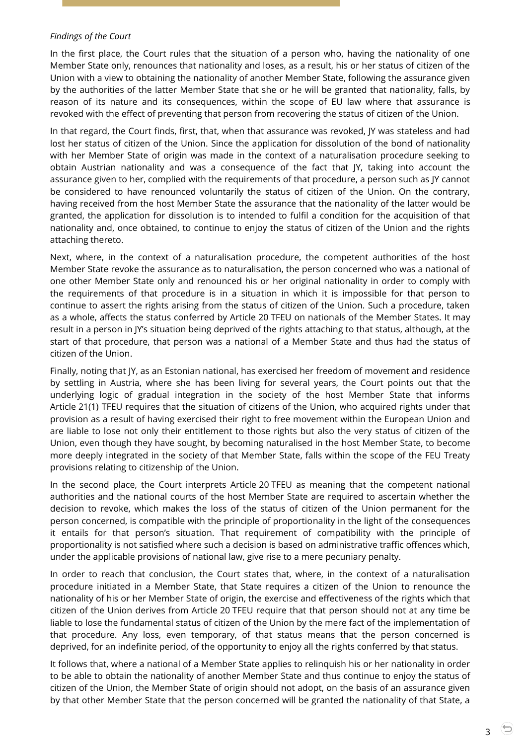*Findings of the Court*

In the first place, the Court rules that the situation of a person who, having the nationality of one Member State only, renounces that nationality and loses, as a result, his or her status of citizen of the Union with a view to obtaining the nationality of another Member State, following the assurance given by the authorities of the latter Member State that she or he will be granted that nationality, falls, by reason of its nature and its consequences, within the scope of EU law where that assurance is revoked with the effect of preventing that person from recovering the status of citizen of the Union.

In that regard, the Court finds, first, that, when that assurance was revoked, JY was stateless and had lost her status of citizen of the Union. Since the application for dissolution of the bond of nationality with her Member State of origin was made in the context of a naturalisation procedure seeking to obtain Austrian nationality and was a consequence of the fact that JY, taking into account the assurance given to her, complied with the requirements of that procedure, a person such as JY cannot be considered to have renounced voluntarily the status of citizen of the Union. On the contrary, having received from the host Member State the assurance that the nationality of the latter would be granted, the application for dissolution is to intended to fulfil a condition for the acquisition of that nationality and, once obtained, to continue to enjoy the status of citizen of the Union and the rights attaching thereto.

Next, where, in the context of a naturalisation procedure, the competent authorities of the host Member State revoke the assurance as to naturalisation, the person concerned who was a national of one other Member State only and renounced his or her original nationality in order to comply with the requirements of that procedure is in a situation in which it is impossible for that person to continue to assert the rights arising from the status of citizen of the Union. Such a procedure, taken as a whole, affects the status conferred by Article 20 TFEU on nationals of the Member States. It may result in a person in JY's situation being deprived of the rights attaching to that status, although, at the start of that procedure, that person was a national of a Member State and thus had the status of citizen of the Union.

Finally, noting that JY, as an Estonian national, has exercised her freedom of movement and residence by settling in Austria, where she has been living for several years, the Court points out that the underlying logic of gradual integration in the society of the host Member State that informs Article 21(1) TFEU requires that the situation of citizens of the Union, who acquired rights under that provision as a result of having exercised their right to free movement within the European Union and are liable to lose not only their entitlement to those rights but also the very status of citizen of the Union, even though they have sought, by becoming naturalised in the host Member State, to become more deeply integrated in the society of that Member State, falls within the scope of the FEU Treaty provisions relating to citizenship of the Union.

In the second place, the Court interprets Article 20 TFEU as meaning that the competent national authorities and the national courts of the host Member State are required to ascertain whether the decision to revoke, which makes the loss of the status of citizen of the Union permanent for the person concerned, is compatible with the principle of proportionality in the light of the consequences it entails for that person's situation. That requirement of compatibility with the principle of proportionality is not satisfied where such a decision is based on administrative traffic offences which, under the applicable provisions of national law, give rise to a mere pecuniary penalty.

In order to reach that conclusion, the Court states that, where, in the context of a naturalisation procedure initiated in a Member State, that State requires a citizen of the Union to renounce the nationality of his or her Member State of origin, the exercise and effectiveness of the rights which that citizen of the Union derives from Article 20 TFEU require that that person should not at any time be liable to lose the fundamental status of citizen of the Union by the mere fact of the implementation of that procedure. Any loss, even temporary, of that status means that the person concerned is deprived, for an indefinite period, of the opportunity to enjoy all the rights conferred by that status.

It follows that, where a national of a Member State applies to relinquish his or her nationality in order to be able to obtain the nationality of another Member State and thus continue to enjoy the status of citizen of the Union, the Member State of origin should not adopt, on the basis of an assurance given by that other Member State that the person concerned will be granted the nationality of that State, a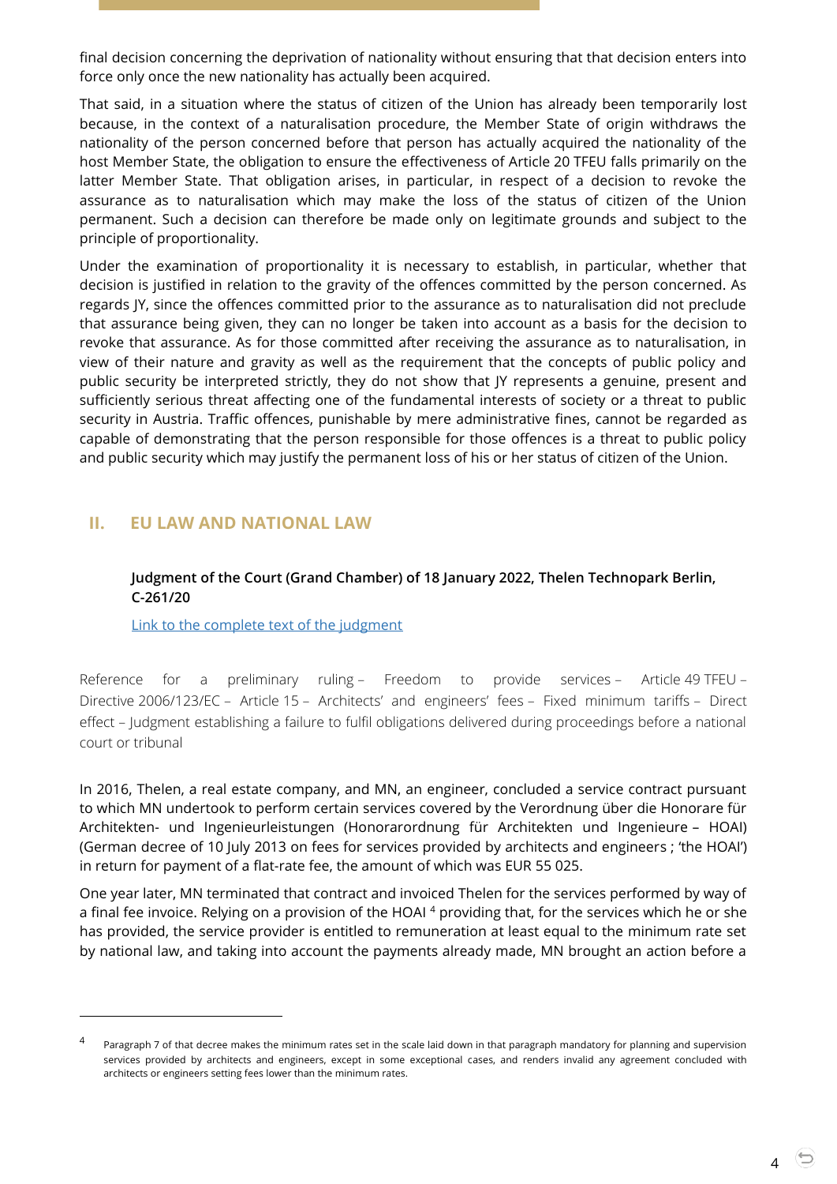final decision concerning the deprivation of nationality without ensuring that that decision enters into force only once the new nationality has actually been acquired.

That said, in a situation where the status of citizen of the Union has already been temporarily lost because, in the context of a naturalisation procedure, the Member State of origin withdraws the nationality of the person concerned before that person has actually acquired the nationality of the host Member State, the obligation to ensure the effectiveness of Article 20 TFEU falls primarily on the latter Member State. That obligation arises, in particular, in respect of a decision to revoke the assurance as to naturalisation which may make the loss of the status of citizen of the Union permanent. Such a decision can therefore be made only on legitimate grounds and subject to the principle of proportionality.

Under the examination of proportionality it is necessary to establish, in particular, whether that decision is justified in relation to the gravity of the offences committed by the person concerned. As regards JY, since the offences committed prior to the assurance as to naturalisation did not preclude that assurance being given, they can no longer be taken into account as a basis for the decision to revoke that assurance. As for those committed after receiving the assurance as to naturalisation, in view of their nature and gravity as well as the requirement that the concepts of public policy and public security be interpreted strictly, they do not show that JY represents a genuine, present and sufficiently serious threat affecting one of the fundamental interests of society or a threat to public security in Austria. Traffic offences, punishable by mere administrative fines, cannot be regarded as capable of demonstrating that the person responsible for those offences is a threat to public policy and public security which may justify the permanent loss of his or her status of citizen of the Union.

## II. EU LAW AND NATIONAL LAW

### Judgment of the Court (Grand Chamber) of 18 January 2022, Thelen Technopark Berlin, C-261/20

Link to the complete text of the judgment

Reference for a preliminary ruling – Freedom to provide services – Article 49 TFEU – Directive 2006/123/EC – Article 15 – Architects' and engineers' fees – Fixed minimum tariffs – Direct effect – Judgment establishing a failure to fulfil obligations delivered during proceedings before a national court or tribunal

In 2016, Thelen, a real estate company, and MN, an engineer, concluded a service contract pursuant to which MN undertook to perform certain services covered by the Verordnung über die Honorare für Architekten- und Ingenieurleistungen (Honorarordnung für Architekten und Ingenieure – HOAI) (German decree of 10 July 2013 on fees for services provided by architects and engineers ; 'the HOAI') in return for payment of a flat-rate fee, the amount of which was EUR 55 025.

One year later, MN terminated that contract and invoiced Thelen for the services performed by way of a final fee invoice. Relying on a provision of the HOAI [4] providing that, for the services which he or she has provided, the service provider is entitled to remuneration at least equal to the minimum rate set by national law, and taking into account the payments already made, MN brought an action before a

---

[4] Paragraph 7 of that decree makes the minimum rates set in the scale laid down in that paragraph mandatory for planning and supervision services provided by architects and engineers, except in some exceptional cases, and renders invalid any agreement concluded with architects or engineers setting fees lower than the minimum rates.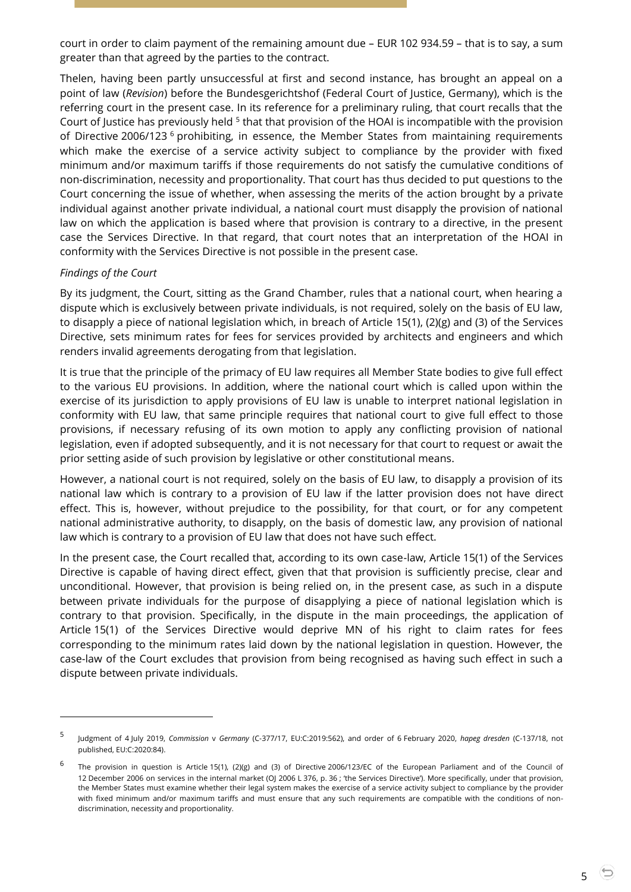court in order to claim payment of the remaining amount due – EUR 102 934.59 – that is to say, a sum greater than that agreed by the parties to the contract.

Thelen, having been partly unsuccessful at first and second instance, has brought an appeal on a point of law (*Revision*) before the Bundesgerichtshof (Federal Court of Justice, Germany), which is the referring court in the present case. In its reference for a preliminary ruling, that court recalls that the Court of Justice has previously held [5] that that provision of the HOAI is incompatible with the provision of Directive 2006/123 [6] prohibiting, in essence, the Member States from maintaining requirements which make the exercise of a service activity subject to compliance by the provider with fixed minimum and/or maximum tariffs if those requirements do not satisfy the cumulative conditions of non-discrimination, necessity and proportionality. That court has thus decided to put questions to the Court concerning the issue of whether, when assessing the merits of the action brought by a private individual against another private individual, a national court must disapply the provision of national law on which the application is based where that provision is contrary to a directive, in the present case the Services Directive. In that regard, that court notes that an interpretation of the HOAI in conformity with the Services Directive is not possible in the present case.

*Findings of the Court*

By its judgment, the Court, sitting as the Grand Chamber, rules that a national court, when hearing a dispute which is exclusively between private individuals, is not required, solely on the basis of EU law, to disapply a piece of national legislation which, in breach of Article 15(1), (2)(g) and (3) of the Services Directive, sets minimum rates for fees for services provided by architects and engineers and which renders invalid agreements derogating from that legislation.

It is true that the principle of the primacy of EU law requires all Member State bodies to give full effect to the various EU provisions. In addition, where the national court which is called upon within the exercise of its jurisdiction to apply provisions of EU law is unable to interpret national legislation in conformity with EU law, that same principle requires that national court to give full effect to those provisions, if necessary refusing of its own motion to apply any conflicting provision of national legislation, even if adopted subsequently, and it is not necessary for that court to request or await the prior setting aside of such provision by legislative or other constitutional means.

However, a national court is not required, solely on the basis of EU law, to disapply a provision of its national law which is contrary to a provision of EU law if the latter provision does not have direct effect. This is, however, without prejudice to the possibility, for that court, or for any competent national administrative authority, to disapply, on the basis of domestic law, any provision of national law which is contrary to a provision of EU law that does not have such effect.

In the present case, the Court recalled that, according to its own case-law, Article 15(1) of the Services Directive is capable of having direct effect, given that that provision is sufficiently precise, clear and unconditional. However, that provision is being relied on, in the present case, as such in a dispute between private individuals for the purpose of disapplying a piece of national legislation which is contrary to that provision. Specifically, in the dispute in the main proceedings, the application of Article 15(1) of the Services Directive would deprive MN of his right to claim rates for fees corresponding to the minimum rates laid down by the national legislation in question. However, the case-law of the Court excludes that provision from being recognised as having such effect in such a dispute between private individuals.

---

[5] Judgment of 4 July 2019, *Commission* v *Germany* (C-377/17, EU:C:2019:562), and order of 6 February 2020, *hapeg dresden* (C-137/18, not published, EU:C:2020:84).

[6] The provision in question is Article 15(1), (2)(g) and (3) of Directive 2006/123/EC of the European Parliament and of the Council of 12 December 2006 on services in the internal market (OJ 2006 L 376, p. 36 ; 'the Services Directive'). More specifically, under that provision, the Member States must examine whether their legal system makes the exercise of a service activity subject to compliance by the provider with fixed minimum and/or maximum tariffs and must ensure that any such requirements are compatible with the conditions of non-discrimination, necessity and proportionality.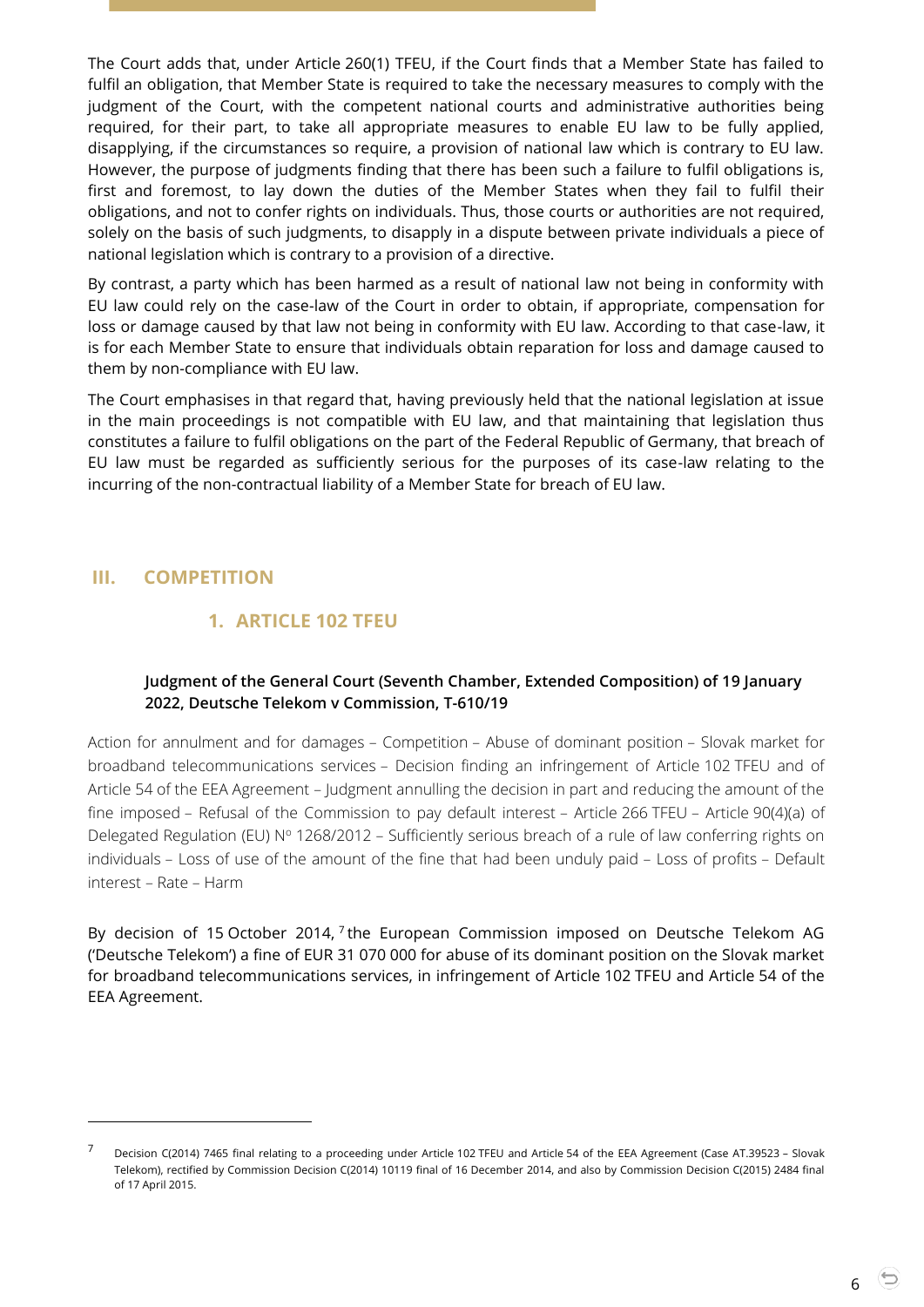The Court adds that, under Article 260(1) TFEU, if the Court finds that a Member State has failed to fulfil an obligation, that Member State is required to take the necessary measures to comply with the judgment of the Court, with the competent national courts and administrative authorities being required, for their part, to take all appropriate measures to enable EU law to be fully applied, disapplying, if the circumstances so require, a provision of national law which is contrary to EU law. However, the purpose of judgments finding that there has been such a failure to fulfil obligations is, first and foremost, to lay down the duties of the Member States when they fail to fulfil their obligations, and not to confer rights on individuals. Thus, those courts or authorities are not required, solely on the basis of such judgments, to disapply in a dispute between private individuals a piece of national legislation which is contrary to a provision of a directive.

By contrast, a party which has been harmed as a result of national law not being in conformity with EU law could rely on the case-law of the Court in order to obtain, if appropriate, compensation for loss or damage caused by that law not being in conformity with EU law. According to that case-law, it is for each Member State to ensure that individuals obtain reparation for loss and damage caused to them by non-compliance with EU law.

The Court emphasises in that regard that, having previously held that the national legislation at issue in the main proceedings is not compatible with EU law, and that maintaining that legislation thus constitutes a failure to fulfil obligations on the part of the Federal Republic of Germany, that breach of EU law must be regarded as sufficiently serious for the purposes of its case-law relating to the incurring of the non-contractual liability of a Member State for breach of EU law.

## III. COMPETITION

### 1. ARTICLE 102 TFEU

#### Judgment of the General Court (Seventh Chamber, Extended Composition) of 19 January 2022, Deutsche Telekom v Commission, T-610/19

Action for annulment and for damages – Competition – Abuse of dominant position – Slovak market for broadband telecommunications services – Decision finding an infringement of Article 102 TFEU and of Article 54 of the EEA Agreement – Judgment annulling the decision in part and reducing the amount of the fine imposed – Refusal of the Commission to pay default interest – Article 266 TFEU – Article 90(4)(a) of Delegated Regulation (EU) Nº 1268/2012 – Sufficiently serious breach of a rule of law conferring rights on individuals – Loss of use of the amount of the fine that had been unduly paid – Loss of profits – Default interest – Rate – Harm

By decision of 15 October 2014, [7] the European Commission imposed on Deutsche Telekom AG ('Deutsche Telekom') a fine of EUR 31 070 000 for abuse of its dominant position on the Slovak market for broadband telecommunications services, in infringement of Article 102 TFEU and Article 54 of the EEA Agreement.

---

[7] Decision C(2014) 7465 final relating to a proceeding under Article 102 TFEU and Article 54 of the EEA Agreement (Case AT.39523 – Slovak Telekom), rectified by Commission Decision C(2014) 10119 final of 16 December 2014, and also by Commission Decision C(2015) 2484 final of 17 April 2015.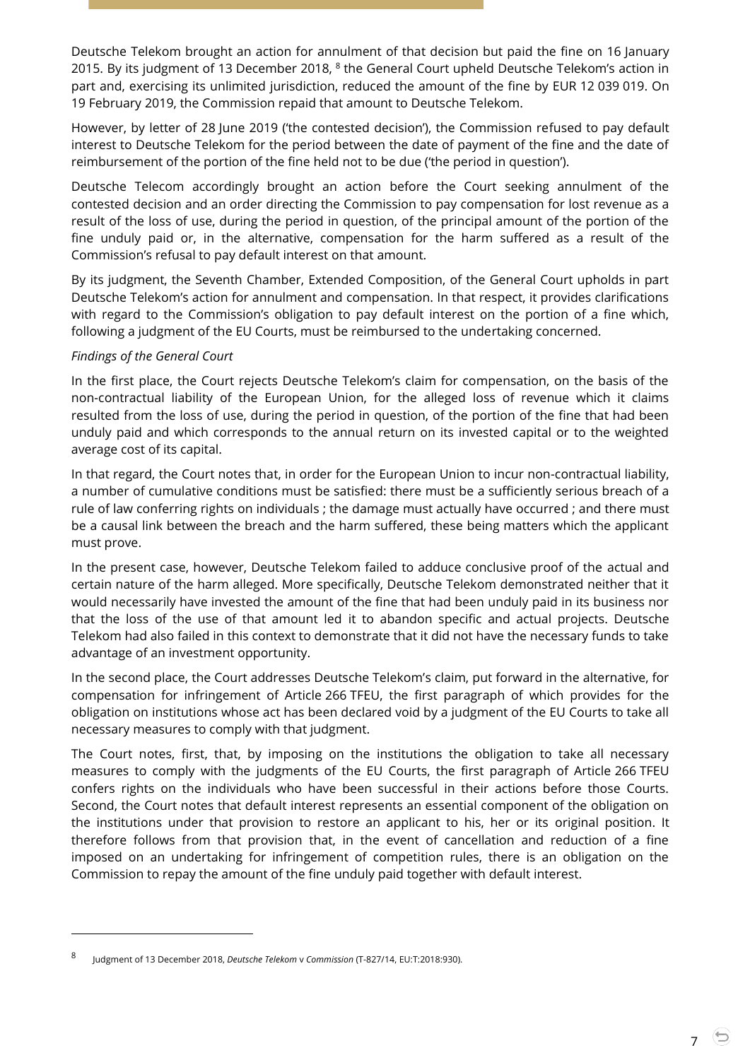Deutsche Telekom brought an action for annulment of that decision but paid the fine on 16 January 2015. By its judgment of 13 December 2018, [8] the General Court upheld Deutsche Telekom's action in part and, exercising its unlimited jurisdiction, reduced the amount of the fine by EUR 12 039 019. On 19 February 2019, the Commission repaid that amount to Deutsche Telekom.

However, by letter of 28 June 2019 ('the contested decision'), the Commission refused to pay default interest to Deutsche Telekom for the period between the date of payment of the fine and the date of reimbursement of the portion of the fine held not to be due ('the period in question').

Deutsche Telecom accordingly brought an action before the Court seeking annulment of the contested decision and an order directing the Commission to pay compensation for lost revenue as a result of the loss of use, during the period in question, of the principal amount of the portion of the fine unduly paid or, in the alternative, compensation for the harm suffered as a result of the Commission's refusal to pay default interest on that amount.

By its judgment, the Seventh Chamber, Extended Composition, of the General Court upholds in part Deutsche Telekom's action for annulment and compensation. In that respect, it provides clarifications with regard to the Commission's obligation to pay default interest on the portion of a fine which, following a judgment of the EU Courts, must be reimbursed to the undertaking concerned.

*Findings of the General Court*

In the first place, the Court rejects Deutsche Telekom's claim for compensation, on the basis of the non-contractual liability of the European Union, for the alleged loss of revenue which it claims resulted from the loss of use, during the period in question, of the portion of the fine that had been unduly paid and which corresponds to the annual return on its invested capital or to the weighted average cost of its capital.

In that regard, the Court notes that, in order for the European Union to incur non-contractual liability, a number of cumulative conditions must be satisfied: there must be a sufficiently serious breach of a rule of law conferring rights on individuals ; the damage must actually have occurred ; and there must be a causal link between the breach and the harm suffered, these being matters which the applicant must prove.

In the present case, however, Deutsche Telekom failed to adduce conclusive proof of the actual and certain nature of the harm alleged. More specifically, Deutsche Telekom demonstrated neither that it would necessarily have invested the amount of the fine that had been unduly paid in its business nor that the loss of the use of that amount led it to abandon specific and actual projects. Deutsche Telekom had also failed in this context to demonstrate that it did not have the necessary funds to take advantage of an investment opportunity.

In the second place, the Court addresses Deutsche Telekom's claim, put forward in the alternative, for compensation for infringement of Article 266 TFEU, the first paragraph of which provides for the obligation on institutions whose act has been declared void by a judgment of the EU Courts to take all necessary measures to comply with that judgment.

The Court notes, first, that, by imposing on the institutions the obligation to take all necessary measures to comply with the judgments of the EU Courts, the first paragraph of Article 266 TFEU confers rights on the individuals who have been successful in their actions before those Courts. Second, the Court notes that default interest represents an essential component of the obligation on the institutions under that provision to restore an applicant to his, her or its original position. It therefore follows from that provision that, in the event of cancellation and reduction of a fine imposed on an undertaking for infringement of competition rules, there is an obligation on the Commission to repay the amount of the fine unduly paid together with default interest.

---

[8] Judgment of 13 December 2018, *Deutsche Telekom* v *Commission* (T-827/14, EU:T:2018:930).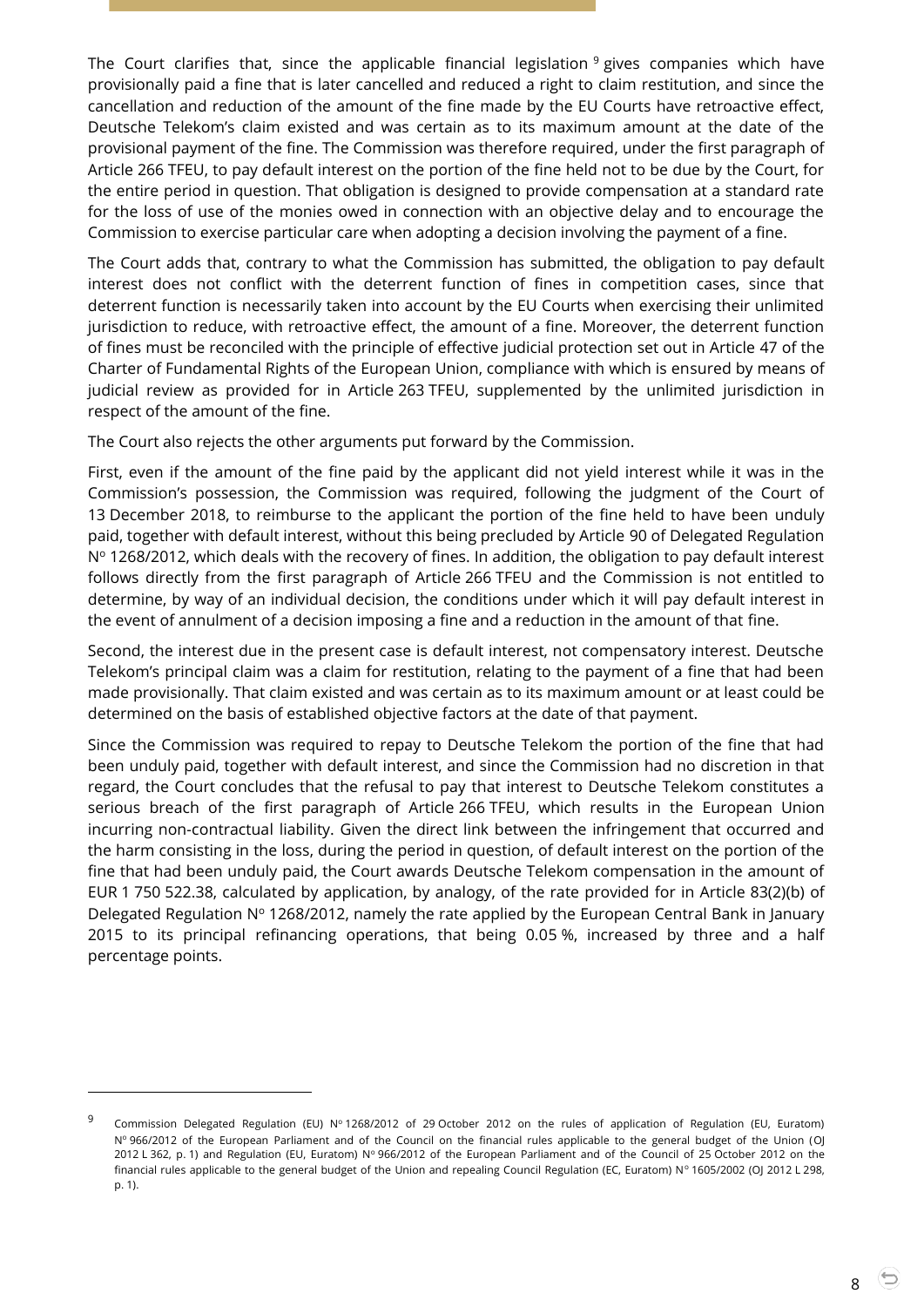The Court clarifies that, since the applicable financial legislation [9] gives companies which have provisionally paid a fine that is later cancelled and reduced a right to claim restitution, and since the cancellation and reduction of the amount of the fine made by the EU Courts have retroactive effect, Deutsche Telekom's claim existed and was certain as to its maximum amount at the date of the provisional payment of the fine. The Commission was therefore required, under the first paragraph of Article 266 TFEU, to pay default interest on the portion of the fine held not to be due by the Court, for the entire period in question. That obligation is designed to provide compensation at a standard rate for the loss of use of the monies owed in connection with an objective delay and to encourage the Commission to exercise particular care when adopting a decision involving the payment of a fine.

The Court adds that, contrary to what the Commission has submitted, the obligation to pay default interest does not conflict with the deterrent function of fines in competition cases, since that deterrent function is necessarily taken into account by the EU Courts when exercising their unlimited jurisdiction to reduce, with retroactive effect, the amount of a fine. Moreover, the deterrent function of fines must be reconciled with the principle of effective judicial protection set out in Article 47 of the Charter of Fundamental Rights of the European Union, compliance with which is ensured by means of judicial review as provided for in Article 263 TFEU, supplemented by the unlimited jurisdiction in respect of the amount of the fine.

The Court also rejects the other arguments put forward by the Commission.

First, even if the amount of the fine paid by the applicant did not yield interest while it was in the Commission's possession, the Commission was required, following the judgment of the Court of 13 December 2018, to reimburse to the applicant the portion of the fine held to have been unduly paid, together with default interest, without this being precluded by Article 90 of Delegated Regulation Nº 1268/2012, which deals with the recovery of fines. In addition, the obligation to pay default interest follows directly from the first paragraph of Article 266 TFEU and the Commission is not entitled to determine, by way of an individual decision, the conditions under which it will pay default interest in the event of annulment of a decision imposing a fine and a reduction in the amount of that fine.

Second, the interest due in the present case is default interest, not compensatory interest. Deutsche Telekom's principal claim was a claim for restitution, relating to the payment of a fine that had been made provisionally. That claim existed and was certain as to its maximum amount or at least could be determined on the basis of established objective factors at the date of that payment.

Since the Commission was required to repay to Deutsche Telekom the portion of the fine that had been unduly paid, together with default interest, and since the Commission had no discretion in that regard, the Court concludes that the refusal to pay that interest to Deutsche Telekom constitutes a serious breach of the first paragraph of Article 266 TFEU, which results in the European Union incurring non-contractual liability. Given the direct link between the infringement that occurred and the harm consisting in the loss, during the period in question, of default interest on the portion of the fine that had been unduly paid, the Court awards Deutsche Telekom compensation in the amount of EUR 1 750 522.38, calculated by application, by analogy, of the rate provided for in Article 83(2)(b) of Delegated Regulation Nº 1268/2012, namely the rate applied by the European Central Bank in January 2015 to its principal refinancing operations, that being 0.05 %, increased by three and a half percentage points.

---

[9] Commission Delegated Regulation (EU) Nº 1268/2012 of 29 October 2012 on the rules of application of Regulation (EU, Euratom) Nº 966/2012 of the European Parliament and of the Council on the financial rules applicable to the general budget of the Union (OJ 2012 L 362, p. 1) and Regulation (EU, Euratom) Nº 966/2012 of the European Parliament and of the Council of 25 October 2012 on the financial rules applicable to the general budget of the Union and repealing Council Regulation (EC, Euratom) N° 1605/2002 (OJ 2012 L 298, p. 1).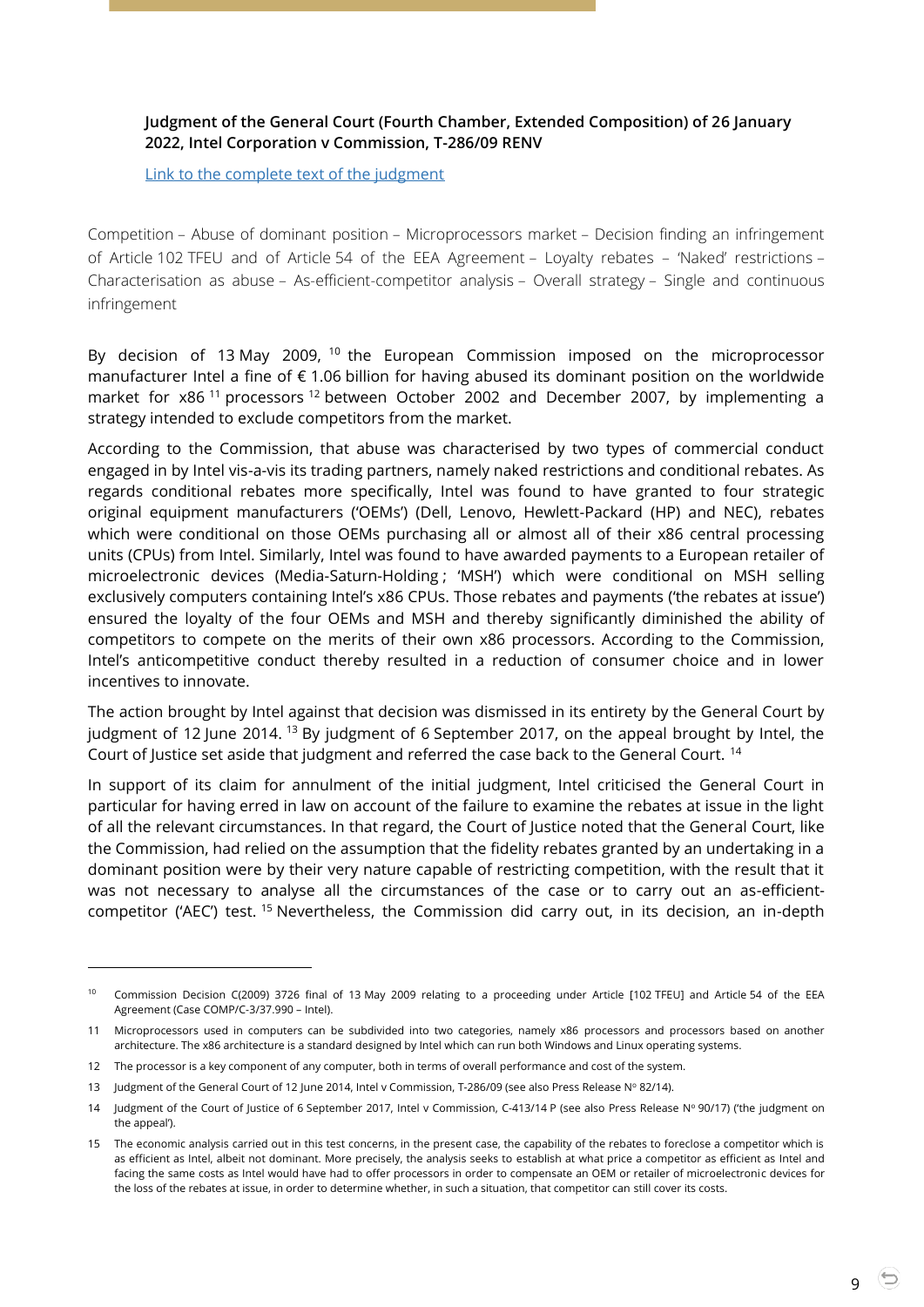**Judgment of the General Court (Fourth Chamber, Extended Composition) of 26 January 2022, Intel Corporation v Commission, T-286/09 RENV**

Link to the complete text of the judgment

Competition – Abuse of dominant position – Microprocessors market – Decision finding an infringement of Article 102 TFEU and of Article 54 of the EEA Agreement – Loyalty rebates – 'Naked' restrictions – Characterisation as abuse – As-efficient-competitor analysis – Overall strategy – Single and continuous infringement

By decision of 13 May 2009, [10] the European Commission imposed on the microprocessor manufacturer Intel a fine of € 1.06 billion for having abused its dominant position on the worldwide market for x86 [11] processors [12] between October 2002 and December 2007, by implementing a strategy intended to exclude competitors from the market.

According to the Commission, that abuse was characterised by two types of commercial conduct engaged in by Intel vis-a-vis its trading partners, namely naked restrictions and conditional rebates. As regards conditional rebates more specifically, Intel was found to have granted to four strategic original equipment manufacturers ('OEMs') (Dell, Lenovo, Hewlett-Packard (HP) and NEC), rebates which were conditional on those OEMs purchasing all or almost all of their x86 central processing units (CPUs) from Intel. Similarly, Intel was found to have awarded payments to a European retailer of microelectronic devices (Media-Saturn-Holding ; 'MSH') which were conditional on MSH selling exclusively computers containing Intel's x86 CPUs. Those rebates and payments ('the rebates at issue') ensured the loyalty of the four OEMs and MSH and thereby significantly diminished the ability of competitors to compete on the merits of their own x86 processors. According to the Commission, Intel's anticompetitive conduct thereby resulted in a reduction of consumer choice and in lower incentives to innovate.

The action brought by Intel against that decision was dismissed in its entirety by the General Court by judgment of 12 June 2014. [13] By judgment of 6 September 2017, on the appeal brought by Intel, the Court of Justice set aside that judgment and referred the case back to the General Court. [14]

In support of its claim for annulment of the initial judgment, Intel criticised the General Court in particular for having erred in law on account of the failure to examine the rebates at issue in the light of all the relevant circumstances. In that regard, the Court of Justice noted that the General Court, like the Commission, had relied on the assumption that the fidelity rebates granted by an undertaking in a dominant position were by their very nature capable of restricting competition, with the result that it was not necessary to analyse all the circumstances of the case or to carry out an as-efficient-competitor ('AEC') test. [15] Nevertheless, the Commission did carry out, in its decision, an in-depth

---

[10] Commission Decision C(2009) 3726 final of 13 May 2009 relating to a proceeding under Article [102 TFEU] and Article 54 of the EEA Agreement (Case COMP/C-3/37.990 – Intel).

[11] Microprocessors used in computers can be subdivided into two categories, namely x86 processors and processors based on another architecture. The x86 architecture is a standard designed by Intel which can run both Windows and Linux operating systems.

[12] The processor is a key component of any computer, both in terms of overall performance and cost of the system.

[13] Judgment of the General Court of 12 June 2014, Intel v Commission, T-286/09 (see also Press Release Nº 82/14).

[14] Judgment of the Court of Justice of 6 September 2017, Intel v Commission, C-413/14 P (see also Press Release Nº 90/17) ('the judgment on the appeal').

[15] The economic analysis carried out in this test concerns, in the present case, the capability of the rebates to foreclose a competitor which is as efficient as Intel, albeit not dominant. More precisely, the analysis seeks to establish at what price a competitor as efficient as Intel and facing the same costs as Intel would have had to offer processors in order to compensate an OEM or retailer of microelectronic devices for the loss of the rebates at issue, in order to determine whether, in such a situation, that competitor can still cover its costs.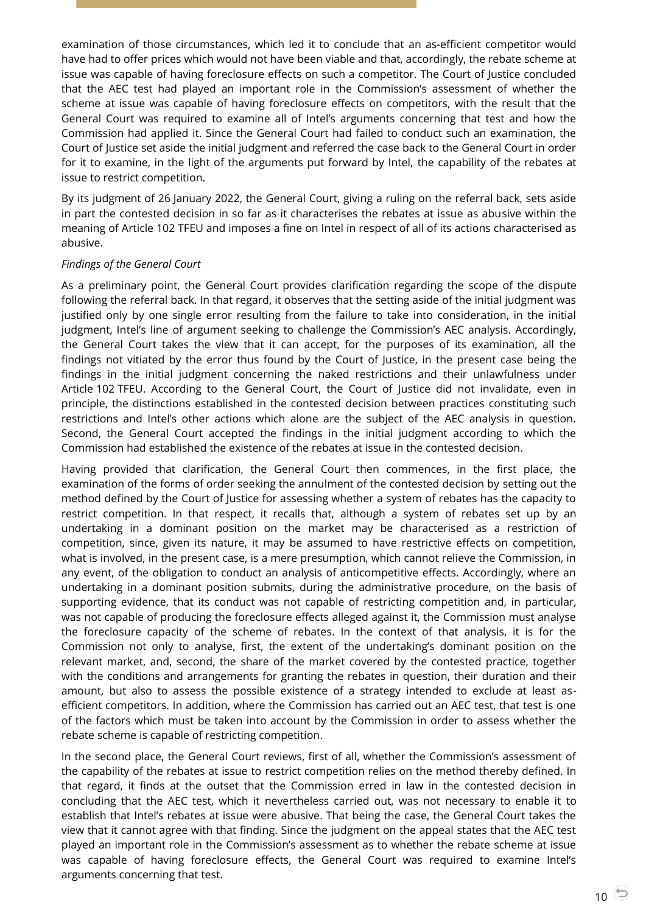examination of those circumstances, which led it to conclude that an as-efficient competitor would have had to offer prices which would not have been viable and that, accordingly, the rebate scheme at issue was capable of having foreclosure effects on such a competitor. The Court of Justice concluded that the AEC test had played an important role in the Commission's assessment of whether the scheme at issue was capable of having foreclosure effects on competitors, with the result that the General Court was required to examine all of Intel's arguments concerning that test and how the Commission had applied it. Since the General Court had failed to conduct such an examination, the Court of Justice set aside the initial judgment and referred the case back to the General Court in order for it to examine, in the light of the arguments put forward by Intel, the capability of the rebates at issue to restrict competition.

By its judgment of 26 January 2022, the General Court, giving a ruling on the referral back, sets aside in part the contested decision in so far as it characterises the rebates at issue as abusive within the meaning of Article 102 TFEU and imposes a fine on Intel in respect of all of its actions characterised as abusive.

*Findings of the General Court*

As a preliminary point, the General Court provides clarification regarding the scope of the dispute following the referral back. In that regard, it observes that the setting aside of the initial judgment was justified only by one single error resulting from the failure to take into consideration, in the initial judgment, Intel's line of argument seeking to challenge the Commission's AEC analysis. Accordingly, the General Court takes the view that it can accept, for the purposes of its examination, all the findings not vitiated by the error thus found by the Court of Justice, in the present case being the findings in the initial judgment concerning the naked restrictions and their unlawfulness under Article 102 TFEU. According to the General Court, the Court of Justice did not invalidate, even in principle, the distinctions established in the contested decision between practices constituting such restrictions and Intel's other actions which alone are the subject of the AEC analysis in question. Second, the General Court accepted the findings in the initial judgment according to which the Commission had established the existence of the rebates at issue in the contested decision.

Having provided that clarification, the General Court then commences, in the first place, the examination of the forms of order seeking the annulment of the contested decision by setting out the method defined by the Court of Justice for assessing whether a system of rebates has the capacity to restrict competition. In that respect, it recalls that, although a system of rebates set up by an undertaking in a dominant position on the market may be characterised as a restriction of competition, since, given its nature, it may be assumed to have restrictive effects on competition, what is involved, in the present case, is a mere presumption, which cannot relieve the Commission, in any event, of the obligation to conduct an analysis of anticompetitive effects. Accordingly, where an undertaking in a dominant position submits, during the administrative procedure, on the basis of supporting evidence, that its conduct was not capable of restricting competition and, in particular, was not capable of producing the foreclosure effects alleged against it, the Commission must analyse the foreclosure capacity of the scheme of rebates. In the context of that analysis, it is for the Commission not only to analyse, first, the extent of the undertaking's dominant position on the relevant market, and, second, the share of the market covered by the contested practice, together with the conditions and arrangements for granting the rebates in question, their duration and their amount, but also to assess the possible existence of a strategy intended to exclude at least as-efficient competitors. In addition, where the Commission has carried out an AEC test, that test is one of the factors which must be taken into account by the Commission in order to assess whether the rebate scheme is capable of restricting competition.

In the second place, the General Court reviews, first of all, whether the Commission's assessment of the capability of the rebates at issue to restrict competition relies on the method thereby defined. In that regard, it finds at the outset that the Commission erred in law in the contested decision in concluding that the AEC test, which it nevertheless carried out, was not necessary to enable it to establish that Intel's rebates at issue were abusive. That being the case, the General Court takes the view that it cannot agree with that finding. Since the judgment on the appeal states that the AEC test played an important role in the Commission's assessment as to whether the rebate scheme at issue was capable of having foreclosure effects, the General Court was required to examine Intel's arguments concerning that test.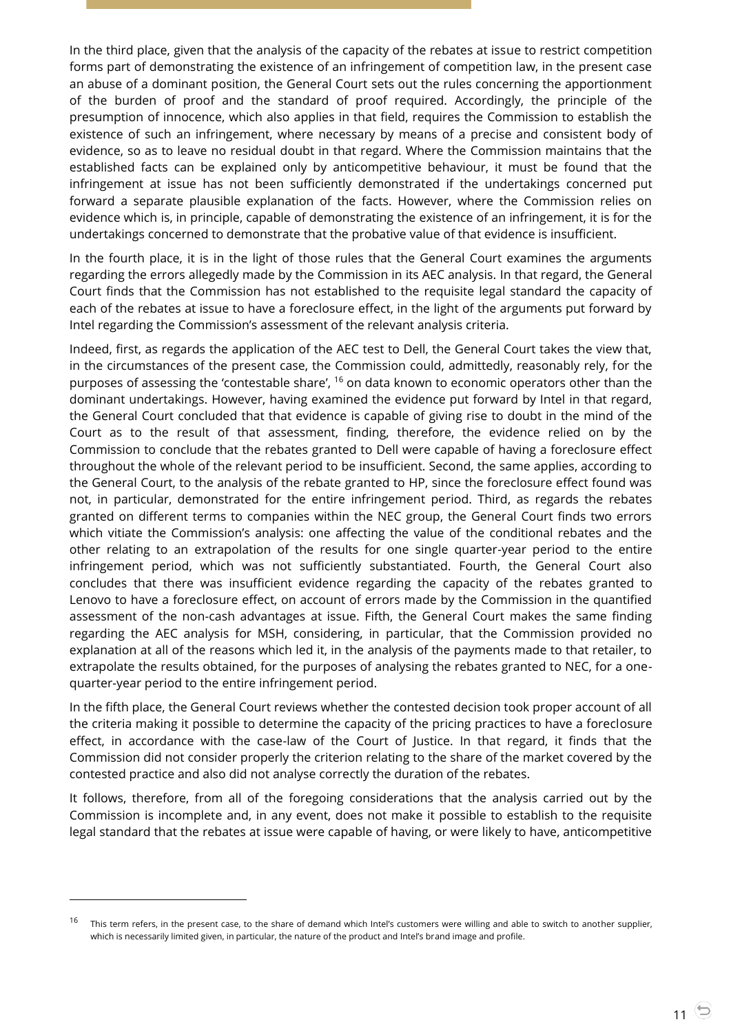In the third place, given that the analysis of the capacity of the rebates at issue to restrict competition forms part of demonstrating the existence of an infringement of competition law, in the present case an abuse of a dominant position, the General Court sets out the rules concerning the apportionment of the burden of proof and the standard of proof required. Accordingly, the principle of the presumption of innocence, which also applies in that field, requires the Commission to establish the existence of such an infringement, where necessary by means of a precise and consistent body of evidence, so as to leave no residual doubt in that regard. Where the Commission maintains that the established facts can be explained only by anticompetitive behaviour, it must be found that the infringement at issue has not been sufficiently demonstrated if the undertakings concerned put forward a separate plausible explanation of the facts. However, where the Commission relies on evidence which is, in principle, capable of demonstrating the existence of an infringement, it is for the undertakings concerned to demonstrate that the probative value of that evidence is insufficient.

In the fourth place, it is in the light of those rules that the General Court examines the arguments regarding the errors allegedly made by the Commission in its AEC analysis. In that regard, the General Court finds that the Commission has not established to the requisite legal standard the capacity of each of the rebates at issue to have a foreclosure effect, in the light of the arguments put forward by Intel regarding the Commission's assessment of the relevant analysis criteria.

Indeed, first, as regards the application of the AEC test to Dell, the General Court takes the view that, in the circumstances of the present case, the Commission could, admittedly, reasonably rely, for the purposes of assessing the 'contestable share', [16] on data known to economic operators other than the dominant undertakings. However, having examined the evidence put forward by Intel in that regard, the General Court concluded that that evidence is capable of giving rise to doubt in the mind of the Court as to the result of that assessment, finding, therefore, the evidence relied on by the Commission to conclude that the rebates granted to Dell were capable of having a foreclosure effect throughout the whole of the relevant period to be insufficient. Second, the same applies, according to the General Court, to the analysis of the rebate granted to HP, since the foreclosure effect found was not, in particular, demonstrated for the entire infringement period. Third, as regards the rebates granted on different terms to companies within the NEC group, the General Court finds two errors which vitiate the Commission's analysis: one affecting the value of the conditional rebates and the other relating to an extrapolation of the results for one single quarter-year period to the entire infringement period, which was not sufficiently substantiated. Fourth, the General Court also concludes that there was insufficient evidence regarding the capacity of the rebates granted to Lenovo to have a foreclosure effect, on account of errors made by the Commission in the quantified assessment of the non-cash advantages at issue. Fifth, the General Court makes the same finding regarding the AEC analysis for MSH, considering, in particular, that the Commission provided no explanation at all of the reasons which led it, in the analysis of the payments made to that retailer, to extrapolate the results obtained, for the purposes of analysing the rebates granted to NEC, for a one-quarter-year period to the entire infringement period.

In the fifth place, the General Court reviews whether the contested decision took proper account of all the criteria making it possible to determine the capacity of the pricing practices to have a foreclosure effect, in accordance with the case-law of the Court of Justice. In that regard, it finds that the Commission did not consider properly the criterion relating to the share of the market covered by the contested practice and also did not analyse correctly the duration of the rebates.

It follows, therefore, from all of the foregoing considerations that the analysis carried out by the Commission is incomplete and, in any event, does not make it possible to establish to the requisite legal standard that the rebates at issue were capable of having, or were likely to have, anticompetitive

---

[16] This term refers, in the present case, to the share of demand which Intel's customers were willing and able to switch to another supplier, which is necessarily limited given, in particular, the nature of the product and Intel's brand image and profile.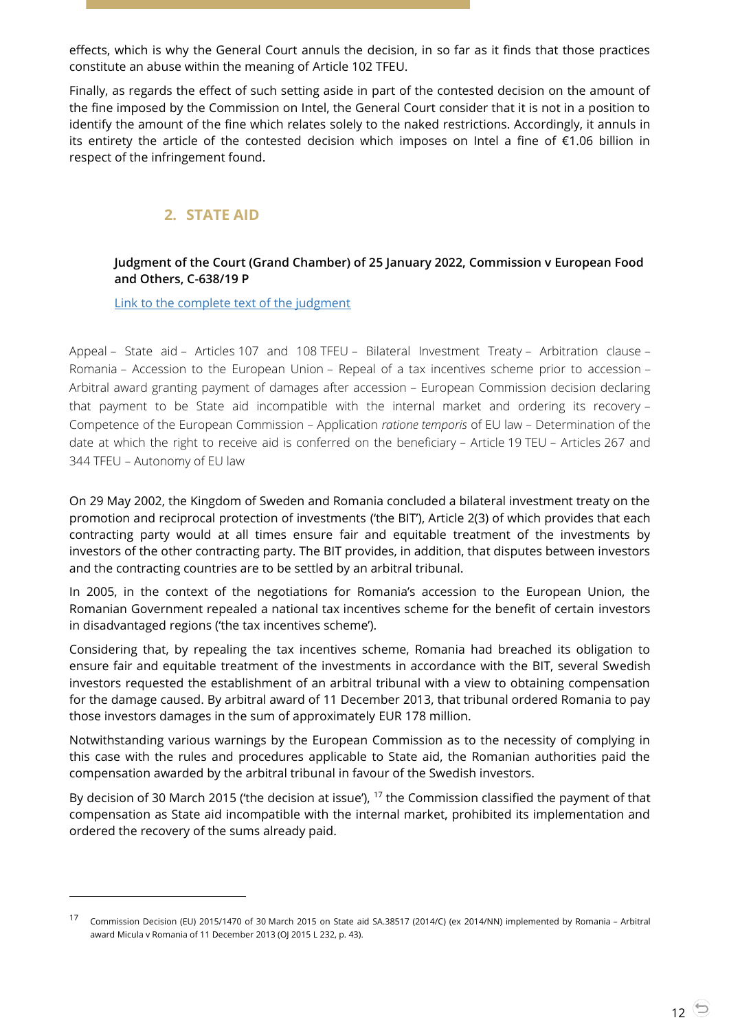effects, which is why the General Court annuls the decision, in so far as it finds that those practices constitute an abuse within the meaning of Article 102 TFEU.

Finally, as regards the effect of such setting aside in part of the contested decision on the amount of the fine imposed by the Commission on Intel, the General Court consider that it is not in a position to identify the amount of the fine which relates solely to the naked restrictions. Accordingly, it annuls in its entirety the article of the contested decision which imposes on Intel a fine of €1.06 billion in respect of the infringement found.

## 2. STATE AID

### Judgment of the Court (Grand Chamber) of 25 January 2022, Commission v European Food and Others, C-638/19 P

Link to the complete text of the judgment

Appeal – State aid – Articles 107 and 108 TFEU – Bilateral Investment Treaty – Arbitration clause – Romania – Accession to the European Union – Repeal of a tax incentives scheme prior to accession – Arbitral award granting payment of damages after accession – European Commission decision declaring that payment to be State aid incompatible with the internal market and ordering its recovery – Competence of the European Commission – Application *ratione temporis* of EU law – Determination of the date at which the right to receive aid is conferred on the beneficiary – Article 19 TEU – Articles 267 and 344 TFEU – Autonomy of EU law

On 29 May 2002, the Kingdom of Sweden and Romania concluded a bilateral investment treaty on the promotion and reciprocal protection of investments ('the BIT'), Article 2(3) of which provides that each contracting party would at all times ensure fair and equitable treatment of the investments by investors of the other contracting party. The BIT provides, in addition, that disputes between investors and the contracting countries are to be settled by an arbitral tribunal.

In 2005, in the context of the negotiations for Romania's accession to the European Union, the Romanian Government repealed a national tax incentives scheme for the benefit of certain investors in disadvantaged regions ('the tax incentives scheme').

Considering that, by repealing the tax incentives scheme, Romania had breached its obligation to ensure fair and equitable treatment of the investments in accordance with the BIT, several Swedish investors requested the establishment of an arbitral tribunal with a view to obtaining compensation for the damage caused. By arbitral award of 11 December 2013, that tribunal ordered Romania to pay those investors damages in the sum of approximately EUR 178 million.

Notwithstanding various warnings by the European Commission as to the necessity of complying in this case with the rules and procedures applicable to State aid, the Romanian authorities paid the compensation awarded by the arbitral tribunal in favour of the Swedish investors.

By decision of 30 March 2015 ('the decision at issue'), [17] the Commission classified the payment of that compensation as State aid incompatible with the internal market, prohibited its implementation and ordered the recovery of the sums already paid.

---

[17] Commission Decision (EU) 2015/1470 of 30 March 2015 on State aid SA.38517 (2014/C) (ex 2014/NN) implemented by Romania – Arbitral award Micula v Romania of 11 December 2013 (OJ 2015 L 232, p. 43).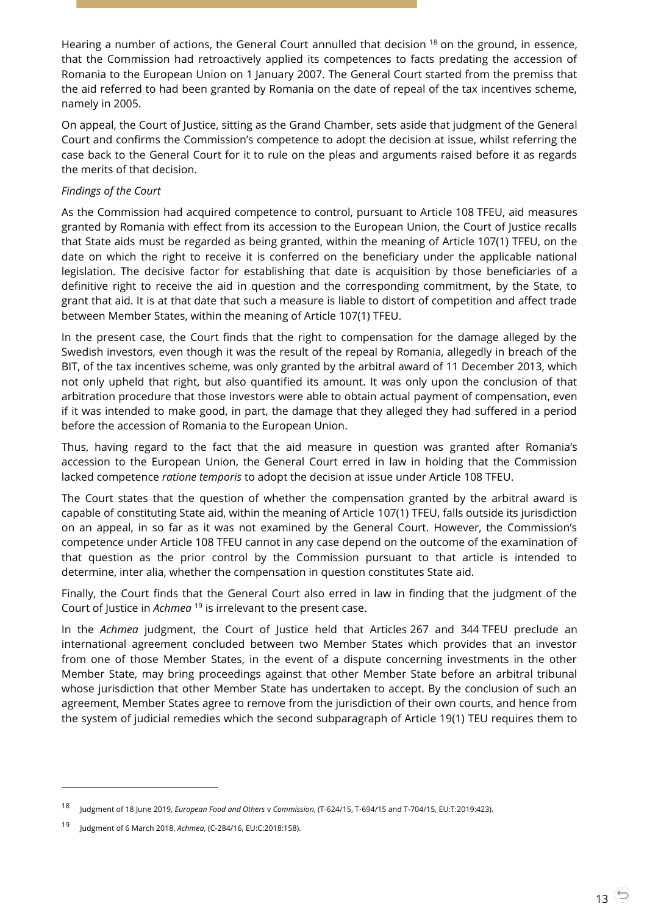Hearing a number of actions, the General Court annulled that decision [18] on the ground, in essence, that the Commission had retroactively applied its competences to facts predating the accession of Romania to the European Union on 1 January 2007. The General Court started from the premiss that the aid referred to had been granted by Romania on the date of repeal of the tax incentives scheme, namely in 2005.

On appeal, the Court of Justice, sitting as the Grand Chamber, sets aside that judgment of the General Court and confirms the Commission's competence to adopt the decision at issue, whilst referring the case back to the General Court for it to rule on the pleas and arguments raised before it as regards the merits of that decision.

*Findings of the Court*

As the Commission had acquired competence to control, pursuant to Article 108 TFEU, aid measures granted by Romania with effect from its accession to the European Union, the Court of Justice recalls that State aids must be regarded as being granted, within the meaning of Article 107(1) TFEU, on the date on which the right to receive it is conferred on the beneficiary under the applicable national legislation. The decisive factor for establishing that date is acquisition by those beneficiaries of a definitive right to receive the aid in question and the corresponding commitment, by the State, to grant that aid. It is at that date that such a measure is liable to distort of competition and affect trade between Member States, within the meaning of Article 107(1) TFEU.

In the present case, the Court finds that the right to compensation for the damage alleged by the Swedish investors, even though it was the result of the repeal by Romania, allegedly in breach of the BIT, of the tax incentives scheme, was only granted by the arbitral award of 11 December 2013, which not only upheld that right, but also quantified its amount. It was only upon the conclusion of that arbitration procedure that those investors were able to obtain actual payment of compensation, even if it was intended to make good, in part, the damage that they alleged they had suffered in a period before the accession of Romania to the European Union.

Thus, having regard to the fact that the aid measure in question was granted after Romania's accession to the European Union, the General Court erred in law in holding that the Commission lacked competence *ratione temporis* to adopt the decision at issue under Article 108 TFEU.

The Court states that the question of whether the compensation granted by the arbitral award is capable of constituting State aid, within the meaning of Article 107(1) TFEU, falls outside its jurisdiction on an appeal, in so far as it was not examined by the General Court. However, the Commission's competence under Article 108 TFEU cannot in any case depend on the outcome of the examination of that question as the prior control by the Commission pursuant to that article is intended to determine, inter alia, whether the compensation in question constitutes State aid.

Finally, the Court finds that the General Court also erred in law in finding that the judgment of the Court of Justice in *Achmea* [19] is irrelevant to the present case.

In the *Achmea* judgment, the Court of Justice held that Articles 267 and 344 TFEU preclude an international agreement concluded between two Member States which provides that an investor from one of those Member States, in the event of a dispute concerning investments in the other Member State, may bring proceedings against that other Member State before an arbitral tribunal whose jurisdiction that other Member State has undertaken to accept. By the conclusion of such an agreement, Member States agree to remove from the jurisdiction of their own courts, and hence from the system of judicial remedies which the second subparagraph of Article 19(1) TEU requires them to

---

[18] Judgment of 18 June 2019, *European Food and Others* v *Commission*, (T-624/15, T-694/15 and T-704/15, EU:T:2019:423).

[19] Judgment of 6 March 2018, *Achmea*, (C-284/16, EU:C:2018:158).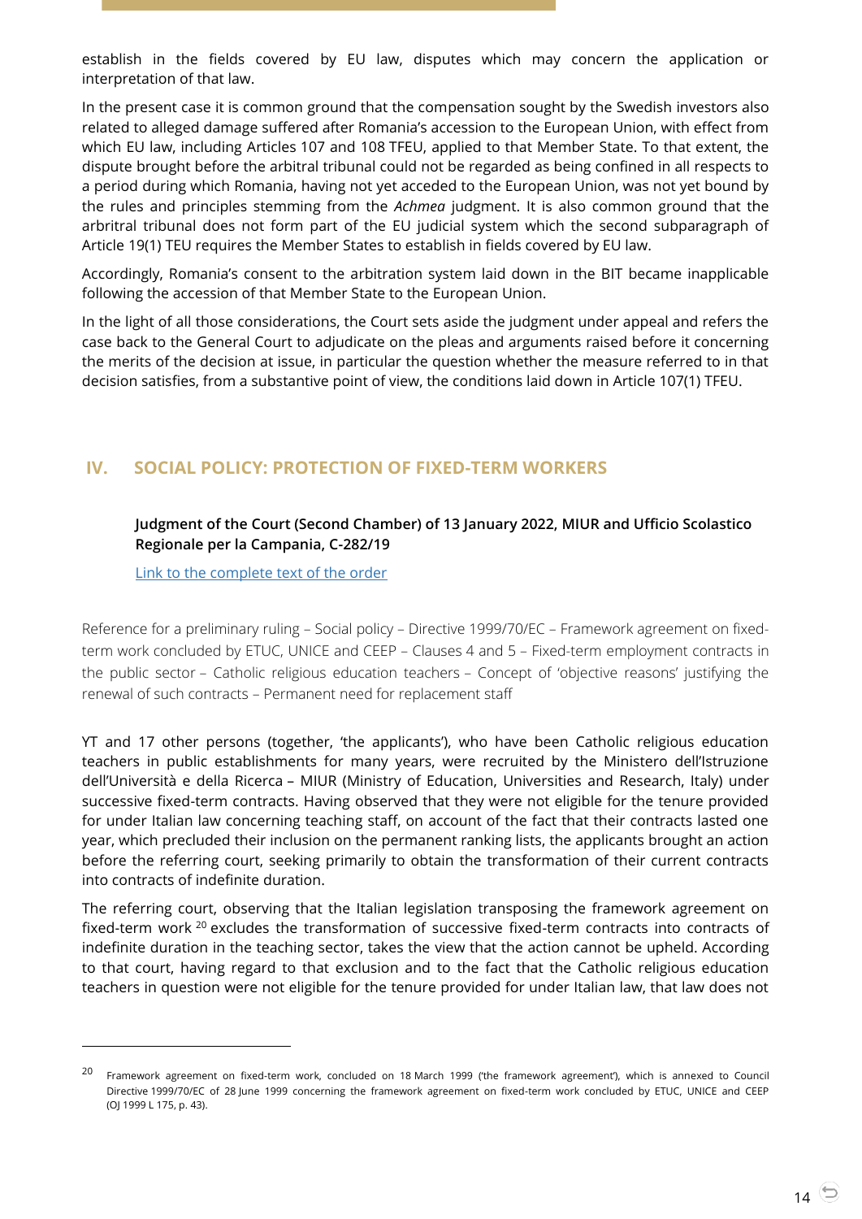establish in the fields covered by EU law, disputes which may concern the application or interpretation of that law.

In the present case it is common ground that the compensation sought by the Swedish investors also related to alleged damage suffered after Romania's accession to the European Union, with effect from which EU law, including Articles 107 and 108 TFEU, applied to that Member State. To that extent, the dispute brought before the arbitral tribunal could not be regarded as being confined in all respects to a period during which Romania, having not yet acceded to the European Union, was not yet bound by the rules and principles stemming from the *Achmea* judgment. It is also common ground that the arbitral tribunal does not form part of the EU judicial system which the second subparagraph of Article 19(1) TEU requires the Member States to establish in fields covered by EU law.

Accordingly, Romania's consent to the arbitration system laid down in the BIT became inapplicable following the accession of that Member State to the European Union.

In the light of all those considerations, the Court sets aside the judgment under appeal and refers the case back to the General Court to adjudicate on the pleas and arguments raised before it concerning the merits of the decision at issue, in particular the question whether the measure referred to in that decision satisfies, from a substantive point of view, the conditions laid down in Article 107(1) TFEU.

## IV. SOCIAL POLICY: PROTECTION OF FIXED-TERM WORKERS

**Judgment of the Court (Second Chamber) of 13 January 2022, MIUR and Ufficio Scolastico Regionale per la Campania, C-282/19**

[Link to the complete text of the order]

Reference for a preliminary ruling – Social policy – Directive 1999/70/EC – Framework agreement on fixed-term work concluded by ETUC, UNICE and CEEP – Clauses 4 and 5 – Fixed-term employment contracts in the public sector – Catholic religious education teachers – Concept of 'objective reasons' justifying the renewal of such contracts – Permanent need for replacement staff

YT and 17 other persons (together, 'the applicants'), who have been Catholic religious education teachers in public establishments for many years, were recruited by the Ministero dell'Istruzione dell'Università e della Ricerca – MIUR (Ministry of Education, Universities and Research, Italy) under successive fixed-term contracts. Having observed that they were not eligible for the tenure provided for under Italian law concerning teaching staff, on account of the fact that their contracts lasted one year, which precluded their inclusion on the permanent ranking lists, the applicants brought an action before the referring court, seeking primarily to obtain the transformation of their current contracts into contracts of indefinite duration.

The referring court, observing that the Italian legislation transposing the framework agreement on fixed-term work [20] excludes the transformation of successive fixed-term contracts into contracts of indefinite duration in the teaching sector, takes the view that the action cannot be upheld. According to that court, having regard to that exclusion and to the fact that the Catholic religious education teachers in question were not eligible for the tenure provided for under Italian law, that law does not

---

[20] Framework agreement on fixed-term work, concluded on 18 March 1999 ('the framework agreement'), which is annexed to Council Directive 1999/70/EC of 28 June 1999 concerning the framework agreement on fixed-term work concluded by ETUC, UNICE and CEEP (OJ 1999 L 175, p. 43).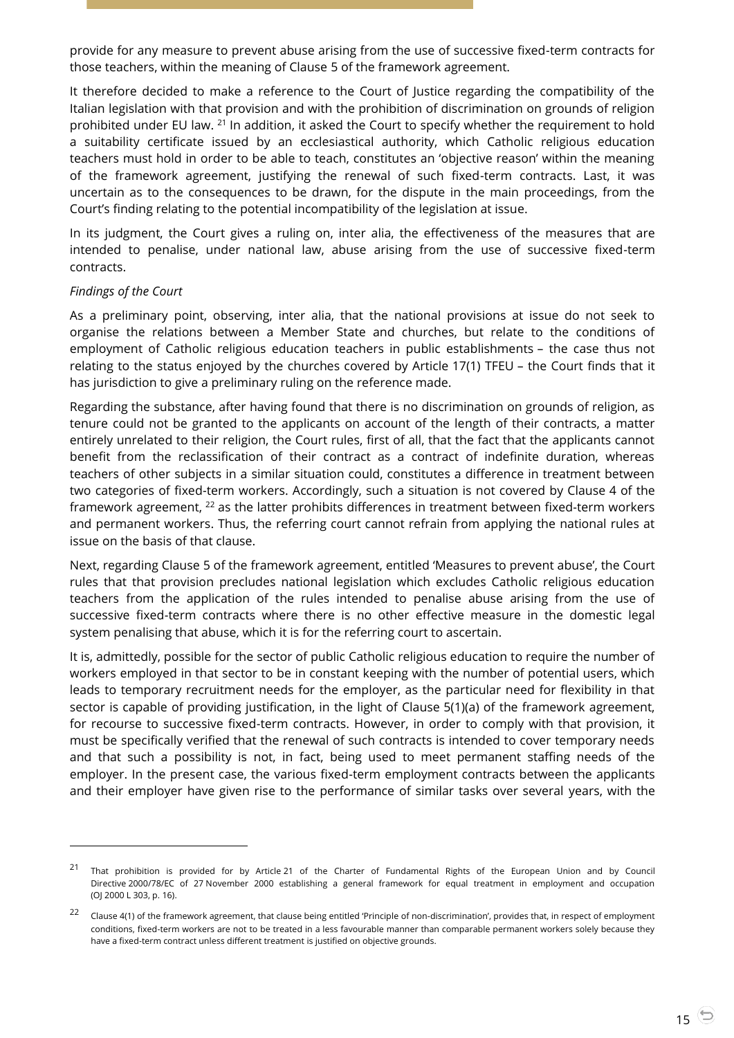provide for any measure to prevent abuse arising from the use of successive fixed-term contracts for those teachers, within the meaning of Clause 5 of the framework agreement.

It therefore decided to make a reference to the Court of Justice regarding the compatibility of the Italian legislation with that provision and with the prohibition of discrimination on grounds of religion prohibited under EU law. [21] In addition, it asked the Court to specify whether the requirement to hold a suitability certificate issued by an ecclesiastical authority, which Catholic religious education teachers must hold in order to be able to teach, constitutes an 'objective reason' within the meaning of the framework agreement, justifying the renewal of such fixed-term contracts. Last, it was uncertain as to the consequences to be drawn, for the dispute in the main proceedings, from the Court's finding relating to the potential incompatibility of the legislation at issue.

In its judgment, the Court gives a ruling on, inter alia, the effectiveness of the measures that are intended to penalise, under national law, abuse arising from the use of successive fixed-term contracts.

*Findings of the Court*

As a preliminary point, observing, inter alia, that the national provisions at issue do not seek to organise the relations between a Member State and churches, but relate to the conditions of employment of Catholic religious education teachers in public establishments – the case thus not relating to the status enjoyed by the churches covered by Article 17(1) TFEU – the Court finds that it has jurisdiction to give a preliminary ruling on the reference made.

Regarding the substance, after having found that there is no discrimination on grounds of religion, as tenure could not be granted to the applicants on account of the length of their contracts, a matter entirely unrelated to their religion, the Court rules, first of all, that the fact that the applicants cannot benefit from the reclassification of their contract as a contract of indefinite duration, whereas teachers of other subjects in a similar situation could, constitutes a difference in treatment between two categories of fixed-term workers. Accordingly, such a situation is not covered by Clause 4 of the framework agreement, [22] as the latter prohibits differences in treatment between fixed-term workers and permanent workers. Thus, the referring court cannot refrain from applying the national rules at issue on the basis of that clause.

Next, regarding Clause 5 of the framework agreement, entitled 'Measures to prevent abuse', the Court rules that that provision precludes national legislation which excludes Catholic religious education teachers from the application of the rules intended to penalise abuse arising from the use of successive fixed-term contracts where there is no other effective measure in the domestic legal system penalising that abuse, which it is for the referring court to ascertain.

It is, admittedly, possible for the sector of public Catholic religious education to require the number of workers employed in that sector to be in constant keeping with the number of potential users, which leads to temporary recruitment needs for the employer, as the particular need for flexibility in that sector is capable of providing justification, in the light of Clause 5(1)(a) of the framework agreement, for recourse to successive fixed-term contracts. However, in order to comply with that provision, it must be specifically verified that the renewal of such contracts is intended to cover temporary needs and that such a possibility is not, in fact, being used to meet permanent staffing needs of the employer. In the present case, the various fixed-term employment contracts between the applicants and their employer have given rise to the performance of similar tasks over several years, with the

---

[21] That prohibition is provided for by Article 21 of the Charter of Fundamental Rights of the European Union and by Council Directive 2000/78/EC of 27 November 2000 establishing a general framework for equal treatment in employment and occupation (OJ 2000 L 303, p. 16).

[22] Clause 4(1) of the framework agreement, that clause being entitled 'Principle of non-discrimination', provides that, in respect of employment conditions, fixed-term workers are not to be treated in a less favourable manner than comparable permanent workers solely because they have a fixed-term contract unless different treatment is justified on objective grounds.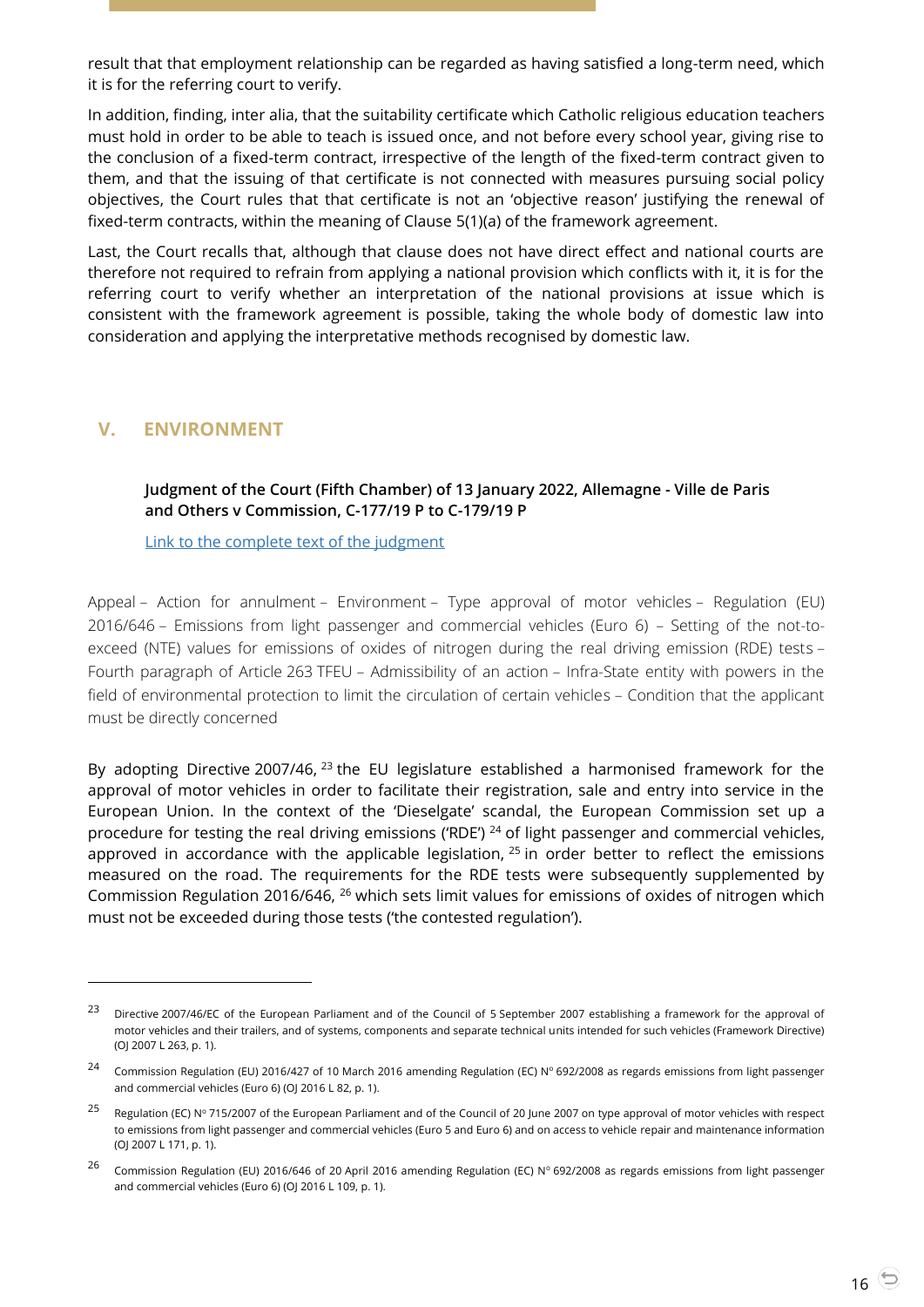result that that employment relationship can be regarded as having satisfied a long-term need, which it is for the referring court to verify.

In addition, finding, inter alia, that the suitability certificate which Catholic religious education teachers must hold in order to be able to teach is issued once, and not before every school year, giving rise to the conclusion of a fixed-term contract, irrespective of the length of the fixed-term contract given to them, and that the issuing of that certificate is not connected with measures pursuing social policy objectives, the Court rules that that certificate is not an 'objective reason' justifying the renewal of fixed-term contracts, within the meaning of Clause 5(1)(a) of the framework agreement.

Last, the Court recalls that, although that clause does not have direct effect and national courts are therefore not required to refrain from applying a national provision which conflicts with it, it is for the referring court to verify whether an interpretation of the national provisions at issue which is consistent with the framework agreement is possible, taking the whole body of domestic law into consideration and applying the interpretative methods recognised by domestic law.

## V. ENVIRONMENT

### Judgment of the Court (Fifth Chamber) of 13 January 2022, Allemagne - Ville de Paris and Others v Commission, C-177/19 P to C-179/19 P

Link to the complete text of the judgment

Appeal – Action for annulment – Environment – Type approval of motor vehicles – Regulation (EU) 2016/646 – Emissions from light passenger and commercial vehicles (Euro 6) – Setting of the not-to-exceed (NTE) values for emissions of oxides of nitrogen during the real driving emission (RDE) tests – Fourth paragraph of Article 263 TFEU – Admissibility of an action – Infra-State entity with powers in the field of environmental protection to limit the circulation of certain vehicles – Condition that the applicant must be directly concerned

By adopting Directive 2007/46, [23] the EU legislature established a harmonised framework for the approval of motor vehicles in order to facilitate their registration, sale and entry into service in the European Union. In the context of the 'Dieselgate' scandal, the European Commission set up a procedure for testing the real driving emissions ('RDE') [24] of light passenger and commercial vehicles, approved in accordance with the applicable legislation, [25] in order better to reflect the emissions measured on the road. The requirements for the RDE tests were subsequently supplemented by Commission Regulation 2016/646, [26] which sets limit values for emissions of oxides of nitrogen which must not be exceeded during those tests ('the contested regulation').

---

[23] Directive 2007/46/EC of the European Parliament and of the Council of 5 September 2007 establishing a framework for the approval of motor vehicles and their trailers, and of systems, components and separate technical units intended for such vehicles (Framework Directive) (OJ 2007 L 263, p. 1).

[24] Commission Regulation (EU) 2016/427 of 10 March 2016 amending Regulation (EC) N° 692/2008 as regards emissions from light passenger and commercial vehicles (Euro 6) (OJ 2016 L 82, p. 1).

[25] Regulation (EC) N° 715/2007 of the European Parliament and of the Council of 20 June 2007 on type approval of motor vehicles with respect to emissions from light passenger and commercial vehicles (Euro 5 and Euro 6) and on access to vehicle repair and maintenance information (OJ 2007 L 171, p. 1).

[26] Commission Regulation (EU) 2016/646 of 20 April 2016 amending Regulation (EC) N° 692/2008 as regards emissions from light passenger and commercial vehicles (Euro 6) (OJ 2016 L 109, p. 1).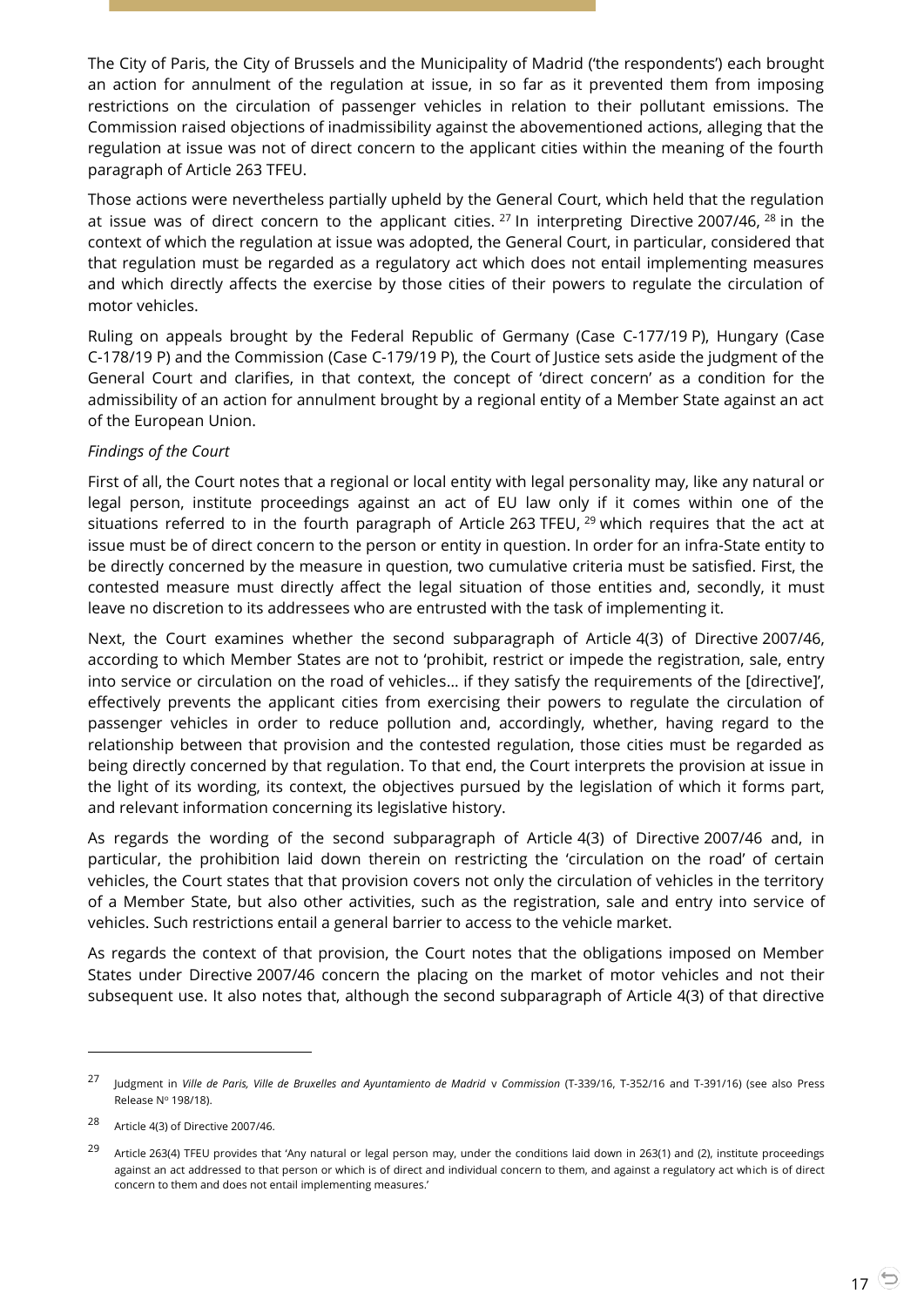The City of Paris, the City of Brussels and the Municipality of Madrid ('the respondents') each brought an action for annulment of the regulation at issue, in so far as it prevented them from imposing restrictions on the circulation of passenger vehicles in relation to their pollutant emissions. The Commission raised objections of inadmissibility against the abovementioned actions, alleging that the regulation at issue was not of direct concern to the applicant cities within the meaning of the fourth paragraph of Article 263 TFEU.

Those actions were nevertheless partially upheld by the General Court, which held that the regulation at issue was of direct concern to the applicant cities. [27] In interpreting Directive 2007/46, [28] in the context of which the regulation at issue was adopted, the General Court, in particular, considered that that regulation must be regarded as a regulatory act which does not entail implementing measures and which directly affects the exercise by those cities of their powers to regulate the circulation of motor vehicles.

Ruling on appeals brought by the Federal Republic of Germany (Case C-177/19 P), Hungary (Case C-178/19 P) and the Commission (Case C-179/19 P), the Court of Justice sets aside the judgment of the General Court and clarifies, in that context, the concept of 'direct concern' as a condition for the admissibility of an action for annulment brought by a regional entity of a Member State against an act of the European Union.

*Findings of the Court*

First of all, the Court notes that a regional or local entity with legal personality may, like any natural or legal person, institute proceedings against an act of EU law only if it comes within one of the situations referred to in the fourth paragraph of Article 263 TFEU, [29] which requires that the act at issue must be of direct concern to the person or entity in question. In order for an infra-State entity to be directly concerned by the measure in question, two cumulative criteria must be satisfied. First, the contested measure must directly affect the legal situation of those entities and, secondly, it must leave no discretion to its addressees who are entrusted with the task of implementing it.

Next, the Court examines whether the second subparagraph of Article 4(3) of Directive 2007/46, according to which Member States are not to 'prohibit, restrict or impede the registration, sale, entry into service or circulation on the road of vehicles… if they satisfy the requirements of the [directive]', effectively prevents the applicant cities from exercising their powers to regulate the circulation of passenger vehicles in order to reduce pollution and, accordingly, whether, having regard to the relationship between that provision and the contested regulation, those cities must be regarded as being directly concerned by that regulation. To that end, the Court interprets the provision at issue in the light of its wording, its context, the objectives pursued by the legislation of which it forms part, and relevant information concerning its legislative history.

As regards the wording of the second subparagraph of Article 4(3) of Directive 2007/46 and, in particular, the prohibition laid down therein on restricting the 'circulation on the road' of certain vehicles, the Court states that that provision covers not only the circulation of vehicles in the territory of a Member State, but also other activities, such as the registration, sale and entry into service of vehicles. Such restrictions entail a general barrier to access to the vehicle market.

As regards the context of that provision, the Court notes that the obligations imposed on Member States under Directive 2007/46 concern the placing on the market of motor vehicles and not their subsequent use. It also notes that, although the second subparagraph of Article 4(3) of that directive

---

[27] Judgment in *Ville de Paris, Ville de Bruxelles and Ayuntamiento de Madrid* v *Commission* (T-339/16, T-352/16 and T-391/16) (see also Press Release Nº 198/18).

[28] Article 4(3) of Directive 2007/46.

[29] Article 263(4) TFEU provides that 'Any natural or legal person may, under the conditions laid down in 263(1) and (2), institute proceedings against an act addressed to that person or which is of direct and individual concern to them, and against a regulatory act which is of direct concern to them and does not entail implementing measures.'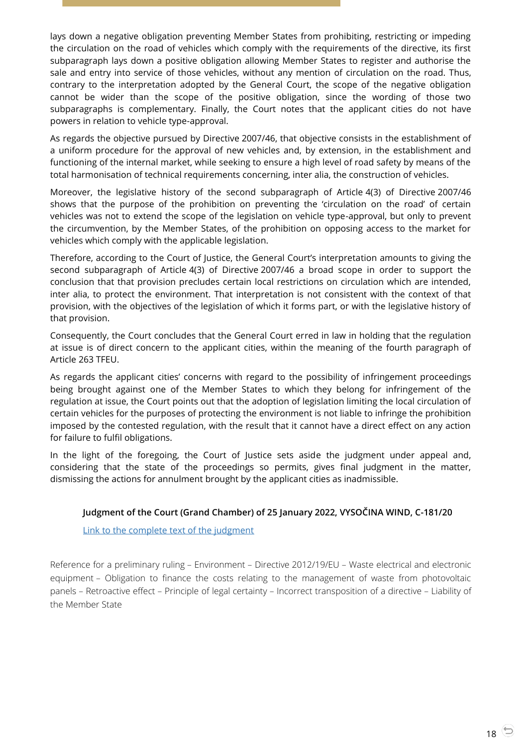lays down a negative obligation preventing Member States from prohibiting, restricting or impeding the circulation on the road of vehicles which comply with the requirements of the directive, its first subparagraph lays down a positive obligation allowing Member States to register and authorise the sale and entry into service of those vehicles, without any mention of circulation on the road. Thus, contrary to the interpretation adopted by the General Court, the scope of the negative obligation cannot be wider than the scope of the positive obligation, since the wording of those two subparagraphs is complementary. Finally, the Court notes that the applicant cities do not have powers in relation to vehicle type-approval.

As regards the objective pursued by Directive 2007/46, that objective consists in the establishment of a uniform procedure for the approval of new vehicles and, by extension, in the establishment and functioning of the internal market, while seeking to ensure a high level of road safety by means of the total harmonisation of technical requirements concerning, inter alia, the construction of vehicles.

Moreover, the legislative history of the second subparagraph of Article 4(3) of Directive 2007/46 shows that the purpose of the prohibition on preventing the 'circulation on the road' of certain vehicles was not to extend the scope of the legislation on vehicle type-approval, but only to prevent the circumvention, by the Member States, of the prohibition on opposing access to the market for vehicles which comply with the applicable legislation.

Therefore, according to the Court of Justice, the General Court's interpretation amounts to giving the second subparagraph of Article 4(3) of Directive 2007/46 a broad scope in order to support the conclusion that that provision precludes certain local restrictions on circulation which are intended, inter alia, to protect the environment. That interpretation is not consistent with the context of that provision, with the objectives of the legislation of which it forms part, or with the legislative history of that provision.

Consequently, the Court concludes that the General Court erred in law in holding that the regulation at issue is of direct concern to the applicant cities, within the meaning of the fourth paragraph of Article 263 TFEU.

As regards the applicant cities' concerns with regard to the possibility of infringement proceedings being brought against one of the Member States to which they belong for infringement of the regulation at issue, the Court points out that the adoption of legislation limiting the local circulation of certain vehicles for the purposes of protecting the environment is not liable to infringe the prohibition imposed by the contested regulation, with the result that it cannot have a direct effect on any action for failure to fulfil obligations.

In the light of the foregoing, the Court of Justice sets aside the judgment under appeal and, considering that the state of the proceedings so permits, gives final judgment in the matter, dismissing the actions for annulment brought by the applicant cities as inadmissible.

### Judgment of the Court (Grand Chamber) of 25 January 2022, VYSOČINA WIND, C-181/20

[Link to the complete text of the judgment]

Reference for a preliminary ruling – Environment – Directive 2012/19/EU – Waste electrical and electronic equipment – Obligation to finance the costs relating to the management of waste from photovoltaic panels – Retroactive effect – Principle of legal certainty – Incorrect transposition of a directive – Liability of the Member State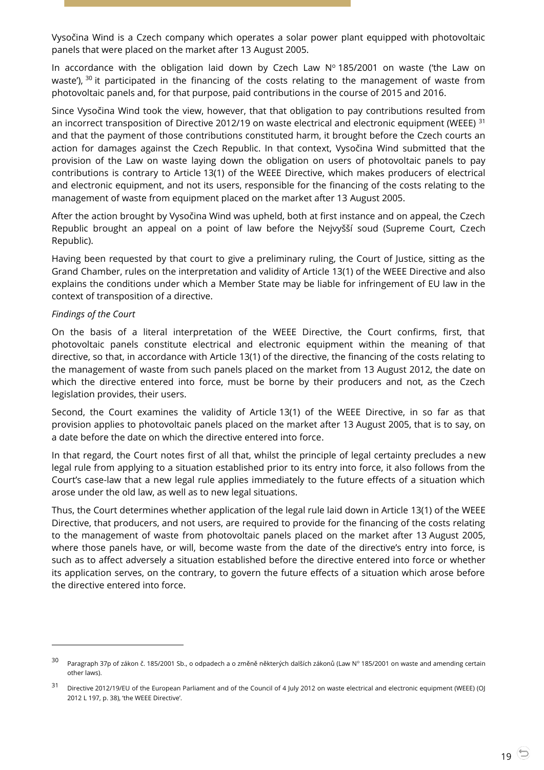Vysočina Wind is a Czech company which operates a solar power plant equipped with photovoltaic panels that were placed on the market after 13 August 2005.

In accordance with the obligation laid down by Czech Law N° 185/2001 on waste ('the Law on waste'), [30] it participated in the financing of the costs relating to the management of waste from photovoltaic panels and, for that purpose, paid contributions in the course of 2015 and 2016.

Since Vysočina Wind took the view, however, that that obligation to pay contributions resulted from an incorrect transposition of Directive 2012/19 on waste electrical and electronic equipment (WEEE) [31] and that the payment of those contributions constituted harm, it brought before the Czech courts an action for damages against the Czech Republic. In that context, Vysočina Wind submitted that the provision of the Law on waste laying down the obligation on users of photovoltaic panels to pay contributions is contrary to Article 13(1) of the WEEE Directive, which makes producers of electrical and electronic equipment, and not its users, responsible for the financing of the costs relating to the management of waste from equipment placed on the market after 13 August 2005.

After the action brought by Vysočina Wind was upheld, both at first instance and on appeal, the Czech Republic brought an appeal on a point of law before the Nejvyšší soud (Supreme Court, Czech Republic).

Having been requested by that court to give a preliminary ruling, the Court of Justice, sitting as the Grand Chamber, rules on the interpretation and validity of Article 13(1) of the WEEE Directive and also explains the conditions under which a Member State may be liable for infringement of EU law in the context of transposition of a directive.

*Findings of the Court*

On the basis of a literal interpretation of the WEEE Directive, the Court confirms, first, that photovoltaic panels constitute electrical and electronic equipment within the meaning of that directive, so that, in accordance with Article 13(1) of the directive, the financing of the costs relating to the management of waste from such panels placed on the market from 13 August 2012, the date on which the directive entered into force, must be borne by their producers and not, as the Czech legislation provides, their users.

Second, the Court examines the validity of Article 13(1) of the WEEE Directive, in so far as that provision applies to photovoltaic panels placed on the market after 13 August 2005, that is to say, on a date before the date on which the directive entered into force.

In that regard, the Court notes first of all that, whilst the principle of legal certainty precludes a new legal rule from applying to a situation established prior to its entry into force, it also follows from the Court's case-law that a new legal rule applies immediately to the future effects of a situation which arose under the old law, as well as to new legal situations.

Thus, the Court determines whether application of the legal rule laid down in Article 13(1) of the WEEE Directive, that producers, and not users, are required to provide for the financing of the costs relating to the management of waste from photovoltaic panels placed on the market after 13 August 2005, where those panels have, or will, become waste from the date of the directive's entry into force, is such as to affect adversely a situation established before the directive entered into force or whether its application serves, on the contrary, to govern the future effects of a situation which arose before the directive entered into force.

---

[30] Paragraph 37p of zákon č. 185/2001 Sb., o odpadech a o změně některých dalších zákonů (Law N° 185/2001 on waste and amending certain other laws).

[31] Directive 2012/19/EU of the European Parliament and of the Council of 4 July 2012 on waste electrical and electronic equipment (WEEE) (OJ 2012 L 197, p. 38), 'the WEEE Directive'.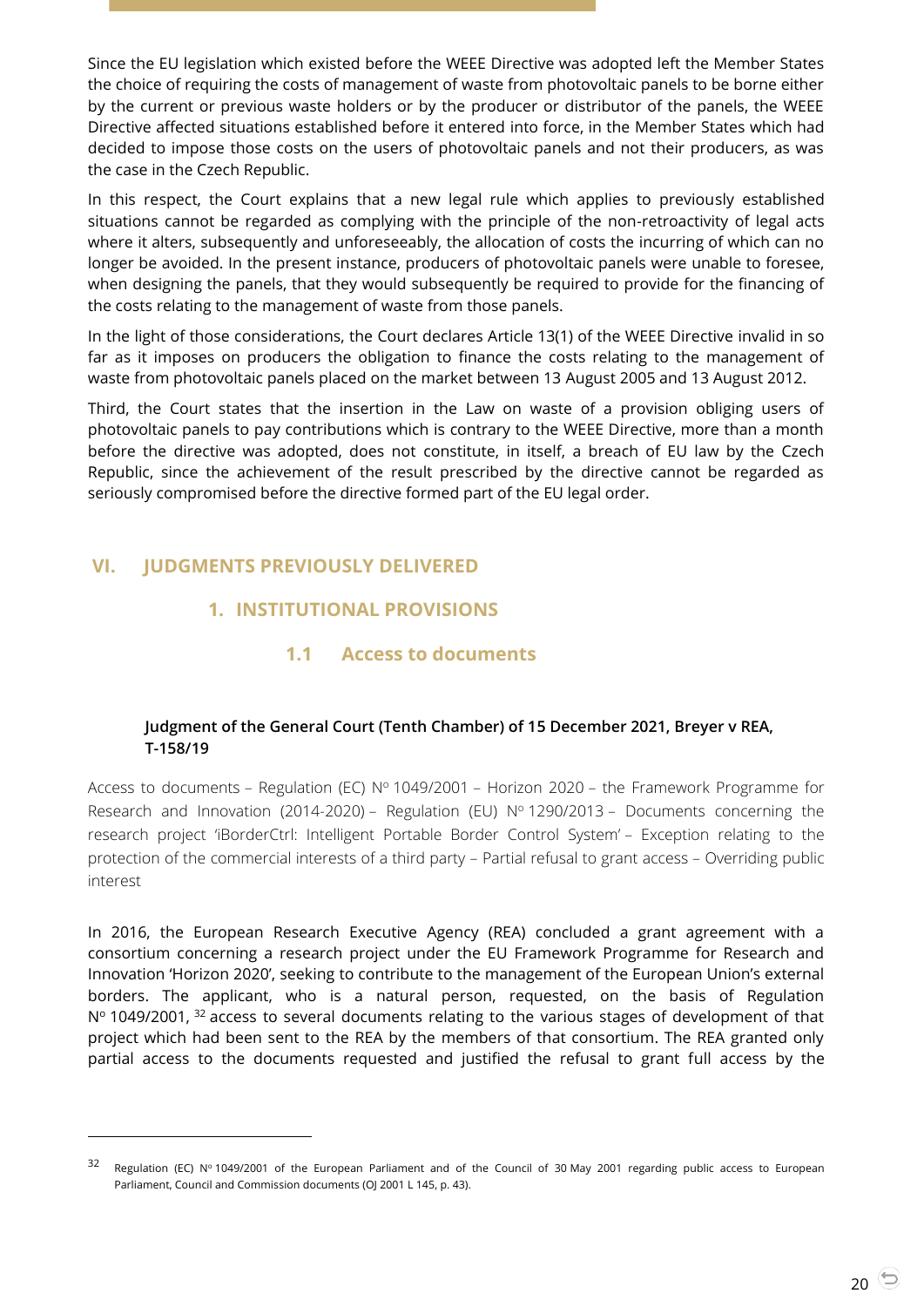Since the EU legislation which existed before the WEEE Directive was adopted left the Member States the choice of requiring the costs of management of waste from photovoltaic panels to be borne either by the current or previous waste holders or by the producer or distributor of the panels, the WEEE Directive affected situations established before it entered into force, in the Member States which had decided to impose those costs on the users of photovoltaic panels and not their producers, as was the case in the Czech Republic.

In this respect, the Court explains that a new legal rule which applies to previously established situations cannot be regarded as complying with the principle of the non-retroactivity of legal acts where it alters, subsequently and unforeseeably, the allocation of costs the incurring of which can no longer be avoided. In the present instance, producers of photovoltaic panels were unable to foresee, when designing the panels, that they would subsequently be required to provide for the financing of the costs relating to the management of waste from those panels.

In the light of those considerations, the Court declares Article 13(1) of the WEEE Directive invalid in so far as it imposes on producers the obligation to finance the costs relating to the management of waste from photovoltaic panels placed on the market between 13 August 2005 and 13 August 2012.

Third, the Court states that the insertion in the Law on waste of a provision obliging users of photovoltaic panels to pay contributions which is contrary to the WEEE Directive, more than a month before the directive was adopted, does not constitute, in itself, a breach of EU law by the Czech Republic, since the achievement of the result prescribed by the directive cannot be regarded as seriously compromised before the directive formed part of the EU legal order.

# VI. JUDGMENTS PREVIOUSLY DELIVERED

## 1. INSTITUTIONAL PROVISIONS

### 1.1 Access to documents

**Judgment of the General Court (Tenth Chamber) of 15 December 2021, Breyer v REA, T-158/19**

Access to documents – Regulation (EC) Nº 1049/2001 – Horizon 2020 – the Framework Programme for Research and Innovation (2014-2020) – Regulation (EU) Nº 1290/2013 – Documents concerning the research project 'iBorderCtrl: Intelligent Portable Border Control System' – Exception relating to the protection of the commercial interests of a third party – Partial refusal to grant access – Overriding public interest

In 2016, the European Research Executive Agency (REA) concluded a grant agreement with a consortium concerning a research project under the EU Framework Programme for Research and Innovation 'Horizon 2020', seeking to contribute to the management of the European Union's external borders. The applicant, who is a natural person, requested, on the basis of Regulation Nº 1049/2001, [32] access to several documents relating to the various stages of development of that project which had been sent to the REA by the members of that consortium. The REA granted only partial access to the documents requested and justified the refusal to grant full access by the

[32] Regulation (EC) Nº 1049/2001 of the European Parliament and of the Council of 30 May 2001 regarding public access to European Parliament, Council and Commission documents (OJ 2001 L 145, p. 43).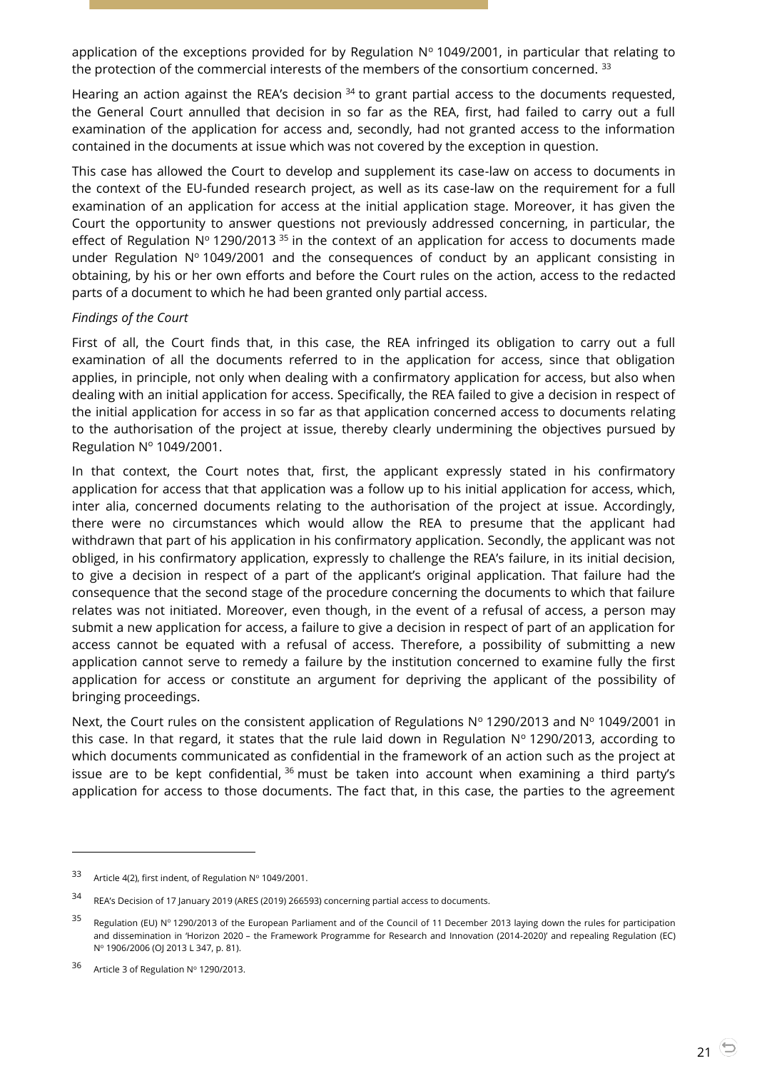application of the exceptions provided for by Regulation Nº 1049/2001, in particular that relating to the protection of the commercial interests of the members of the consortium concerned. [33]

Hearing an action against the REA's decision [34] to grant partial access to the documents requested, the General Court annulled that decision in so far as the REA, first, had failed to carry out a full examination of the application for access and, secondly, had not granted access to the information contained in the documents at issue which was not covered by the exception in question.

This case has allowed the Court to develop and supplement its case-law on access to documents in the context of the EU-funded research project, as well as its case-law on the requirement for a full examination of an application for access at the initial application stage. Moreover, it has given the Court the opportunity to answer questions not previously addressed concerning, in particular, the effect of Regulation Nº 1290/2013 [35] in the context of an application for access to documents made under Regulation Nº 1049/2001 and the consequences of conduct by an applicant consisting in obtaining, by his or her own efforts and before the Court rules on the action, access to the redacted parts of a document to which he had been granted only partial access.

*Findings of the Court*

First of all, the Court finds that, in this case, the REA infringed its obligation to carry out a full examination of all the documents referred to in the application for access, since that obligation applies, in principle, not only when dealing with a confirmatory application for access, but also when dealing with an initial application for access. Specifically, the REA failed to give a decision in respect of the initial application for access in so far as that application concerned access to documents relating to the authorisation of the project at issue, thereby clearly undermining the objectives pursued by Regulation Nº 1049/2001.

In that context, the Court notes that, first, the applicant expressly stated in his confirmatory application for access that that application was a follow up to his initial application for access, which, inter alia, concerned documents relating to the authorisation of the project at issue. Accordingly, there were no circumstances which would allow the REA to presume that the applicant had withdrawn that part of his application in his confirmatory application. Secondly, the applicant was not obliged, in his confirmatory application, expressly to challenge the REA's failure, in its initial decision, to give a decision in respect of a part of the applicant's original application. That failure had the consequence that the second stage of the procedure concerning the documents to which that failure relates was not initiated. Moreover, even though, in the event of a refusal of access, a person may submit a new application for access, a failure to give a decision in respect of part of an application for access cannot be equated with a refusal of access. Therefore, a possibility of submitting a new application cannot serve to remedy a failure by the institution concerned to examine fully the first application for access or constitute an argument for depriving the applicant of the possibility of bringing proceedings.

Next, the Court rules on the consistent application of Regulations Nº 1290/2013 and Nº 1049/2001 in this case. In that regard, it states that the rule laid down in Regulation Nº 1290/2013, according to which documents communicated as confidential in the framework of an action such as the project at issue are to be kept confidential, [36] must be taken into account when examining a third party's application for access to those documents. The fact that, in this case, the parties to the agreement

---

[33] Article 4(2), first indent, of Regulation Nº 1049/2001.

[34] REA's Decision of 17 January 2019 (ARES (2019) 266593) concerning partial access to documents.

[35] Regulation (EU) Nº 1290/2013 of the European Parliament and of the Council of 11 December 2013 laying down the rules for participation and dissemination in 'Horizon 2020 – the Framework Programme for Research and Innovation (2014-2020)' and repealing Regulation (EC) Nº 1906/2006 (OJ 2013 L 347, p. 81).

[36] Article 3 of Regulation Nº 1290/2013.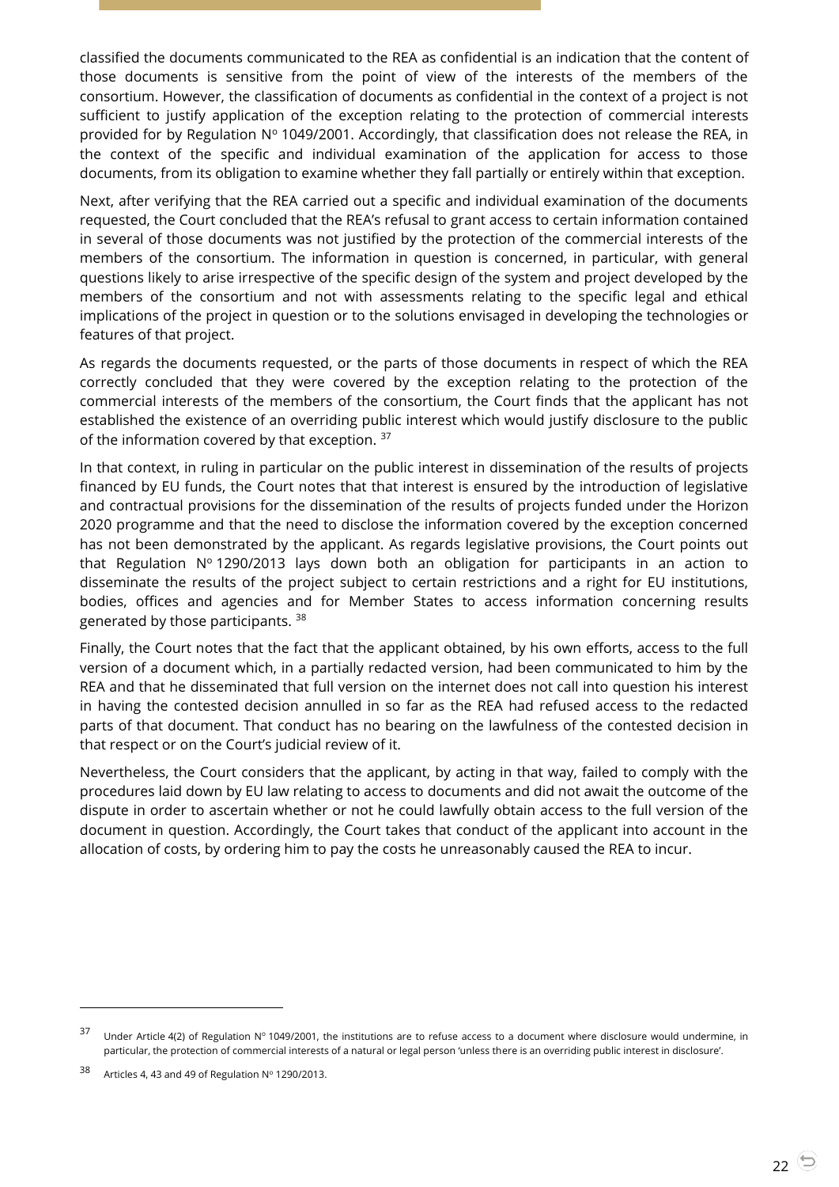classified the documents communicated to the REA as confidential is an indication that the content of those documents is sensitive from the point of view of the interests of the members of the consortium. However, the classification of documents as confidential in the context of a project is not sufficient to justify application of the exception relating to the protection of commercial interests provided for by Regulation N° 1049/2001. Accordingly, that classification does not release the REA, in the context of the specific and individual examination of the application for access to those documents, from its obligation to examine whether they fall partially or entirely within that exception.

Next, after verifying that the REA carried out a specific and individual examination of the documents requested, the Court concluded that the REA's refusal to grant access to certain information contained in several of those documents was not justified by the protection of the commercial interests of the members of the consortium. The information in question is concerned, in particular, with general questions likely to arise irrespective of the specific design of the system and project developed by the members of the consortium and not with assessments relating to the specific legal and ethical implications of the project in question or to the solutions envisaged in developing the technologies or features of that project.

As regards the documents requested, or the parts of those documents in respect of which the REA correctly concluded that they were covered by the exception relating to the protection of the commercial interests of the members of the consortium, the Court finds that the applicant has not established the existence of an overriding public interest which would justify disclosure to the public of the information covered by that exception. [37]

In that context, in ruling in particular on the public interest in dissemination of the results of projects financed by EU funds, the Court notes that that interest is ensured by the introduction of legislative and contractual provisions for the dissemination of the results of projects funded under the Horizon 2020 programme and that the need to disclose the information covered by the exception concerned has not been demonstrated by the applicant. As regards legislative provisions, the Court points out that Regulation N° 1290/2013 lays down both an obligation for participants in an action to disseminate the results of the project subject to certain restrictions and a right for EU institutions, bodies, offices and agencies and for Member States to access information concerning results generated by those participants. [38]

Finally, the Court notes that the fact that the applicant obtained, by his own efforts, access to the full version of a document which, in a partially redacted version, had been communicated to him by the REA and that he disseminated that full version on the internet does not call into question his interest in having the contested decision annulled in so far as the REA had refused access to the redacted parts of that document. That conduct has no bearing on the lawfulness of the contested decision in that respect or on the Court's judicial review of it.

Nevertheless, the Court considers that the applicant, by acting in that way, failed to comply with the procedures laid down by EU law relating to access to documents and did not await the outcome of the dispute in order to ascertain whether or not he could lawfully obtain access to the full version of the document in question. Accordingly, the Court takes that conduct of the applicant into account in the allocation of costs, by ordering him to pay the costs he unreasonably caused the REA to incur.

---

[37] Under Article 4(2) of Regulation N° 1049/2001, the institutions are to refuse access to a document where disclosure would undermine, in particular, the protection of commercial interests of a natural or legal person 'unless there is an overriding public interest in disclosure'.

[38] Articles 4, 43 and 49 of Regulation N° 1290/2013.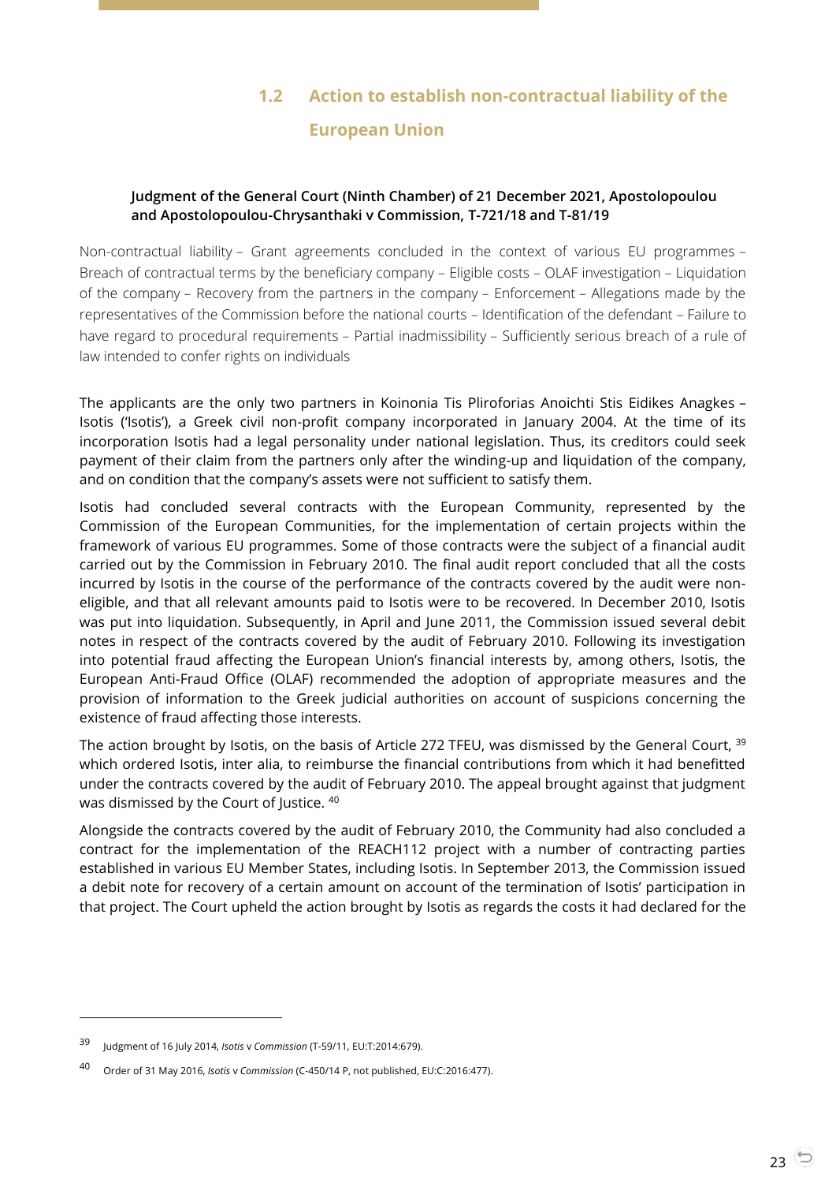## 1.2 Action to establish non-contractual liability of the European Union

**Judgment of the General Court (Ninth Chamber) of 21 December 2021, Apostolopoulou and Apostolopoulou-Chrysanthaki v Commission, T-721/18 and T-81/19**

Non-contractual liability – Grant agreements concluded in the context of various EU programmes – Breach of contractual terms by the beneficiary company – Eligible costs – OLAF investigation – Liquidation of the company – Recovery from the partners in the company – Enforcement – Allegations made by the representatives of the Commission before the national courts – Identification of the defendant – Failure to have regard to procedural requirements – Partial inadmissibility – Sufficiently serious breach of a rule of law intended to confer rights on individuals

The applicants are the only two partners in Koinonia Tis Pliroforias Anoichti Stis Eidikes Anagkes – Isotis ('Isotis'), a Greek civil non-profit company incorporated in January 2004. At the time of its incorporation Isotis had a legal personality under national legislation. Thus, its creditors could seek payment of their claim from the partners only after the winding-up and liquidation of the company, and on condition that the company's assets were not sufficient to satisfy them.

Isotis had concluded several contracts with the European Community, represented by the Commission of the European Communities, for the implementation of certain projects within the framework of various EU programmes. Some of those contracts were the subject of a financial audit carried out by the Commission in February 2010. The final audit report concluded that all the costs incurred by Isotis in the course of the performance of the contracts covered by the audit were non-eligible, and that all relevant amounts paid to Isotis were to be recovered. In December 2010, Isotis was put into liquidation. Subsequently, in April and June 2011, the Commission issued several debit notes in respect of the contracts covered by the audit of February 2010. Following its investigation into potential fraud affecting the European Union's financial interests by, among others, Isotis, the European Anti-Fraud Office (OLAF) recommended the adoption of appropriate measures and the provision of information to the Greek judicial authorities on account of suspicions concerning the existence of fraud affecting those interests.

The action brought by Isotis, on the basis of Article 272 TFEU, was dismissed by the General Court, [39] which ordered Isotis, inter alia, to reimburse the financial contributions from which it had benefitted under the contracts covered by the audit of February 2010. The appeal brought against that judgment was dismissed by the Court of Justice. [40]

Alongside the contracts covered by the audit of February 2010, the Community had also concluded a contract for the implementation of the REACH112 project with a number of contracting parties established in various EU Member States, including Isotis. In September 2013, the Commission issued a debit note for recovery of a certain amount on account of the termination of Isotis' participation in that project. The Court upheld the action brought by Isotis as regards the costs it had declared for the

---

[39] Judgment of 16 July 2014, *Isotis* v *Commission* (T-59/11, EU:T:2014:679).

[40] Order of 31 May 2016, *Isotis* v *Commission* (C-450/14 P, not published, EU:C:2016:477).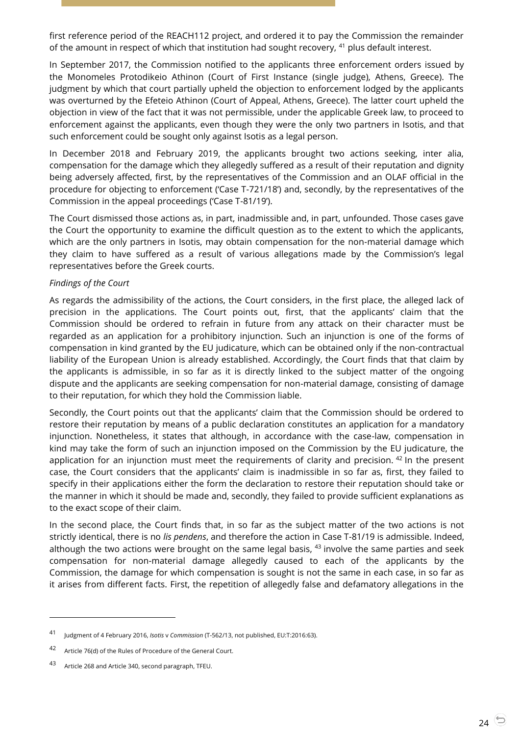first reference period of the REACH112 project, and ordered it to pay the Commission the remainder of the amount in respect of which that institution had sought recovery, [41] plus default interest.

In September 2017, the Commission notified to the applicants three enforcement orders issued by the Monomeles Protodikeio Athinon (Court of First Instance (single judge), Athens, Greece). The judgment by which that court partially upheld the objection to enforcement lodged by the applicants was overturned by the Efeteio Athinon (Court of Appeal, Athens, Greece). The latter court upheld the objection in view of the fact that it was not permissible, under the applicable Greek law, to proceed to enforcement against the applicants, even though they were the only two partners in Isotis, and that such enforcement could be sought only against Isotis as a legal person.

In December 2018 and February 2019, the applicants brought two actions seeking, inter alia, compensation for the damage which they allegedly suffered as a result of their reputation and dignity being adversely affected, first, by the representatives of the Commission and an OLAF official in the procedure for objecting to enforcement ('Case T-721/18') and, secondly, by the representatives of the Commission in the appeal proceedings ('Case T-81/19').

The Court dismissed those actions as, in part, inadmissible and, in part, unfounded. Those cases gave the Court the opportunity to examine the difficult question as to the extent to which the applicants, which are the only partners in Isotis, may obtain compensation for the non-material damage which they claim to have suffered as a result of various allegations made by the Commission's legal representatives before the Greek courts.

*Findings of the Court*

As regards the admissibility of the actions, the Court considers, in the first place, the alleged lack of precision in the applications. The Court points out, first, that the applicants' claim that the Commission should be ordered to refrain in future from any attack on their character must be regarded as an application for a prohibitory injunction. Such an injunction is one of the forms of compensation in kind granted by the EU judicature, which can be obtained only if the non-contractual liability of the European Union is already established. Accordingly, the Court finds that that claim by the applicants is admissible, in so far as it is directly linked to the subject matter of the ongoing dispute and the applicants are seeking compensation for non-material damage, consisting of damage to their reputation, for which they hold the Commission liable.

Secondly, the Court points out that the applicants' claim that the Commission should be ordered to restore their reputation by means of a public declaration constitutes an application for a mandatory injunction. Nonetheless, it states that although, in accordance with the case-law, compensation in kind may take the form of such an injunction imposed on the Commission by the EU judicature, the application for an injunction must meet the requirements of clarity and precision. [42] In the present case, the Court considers that the applicants' claim is inadmissible in so far as, first, they failed to specify in their applications either the form the declaration to restore their reputation should take or the manner in which it should be made and, secondly, they failed to provide sufficient explanations as to the exact scope of their claim.

In the second place, the Court finds that, in so far as the subject matter of the two actions is not strictly identical, there is no *lis pendens*, and therefore the action in Case T-81/19 is admissible. Indeed, although the two actions were brought on the same legal basis, [43] involve the same parties and seek compensation for non-material damage allegedly caused to each of the applicants by the Commission, the damage for which compensation is sought is not the same in each case, in so far as it arises from different facts. First, the repetition of allegedly false and defamatory allegations in the

---

[41] Judgment of 4 February 2016, *Isotis* v *Commission* (T-562/13, not published, EU:T:2016:63).

[42] Article 76(d) of the Rules of Procedure of the General Court.

[43] Article 268 and Article 340, second paragraph, TFEU.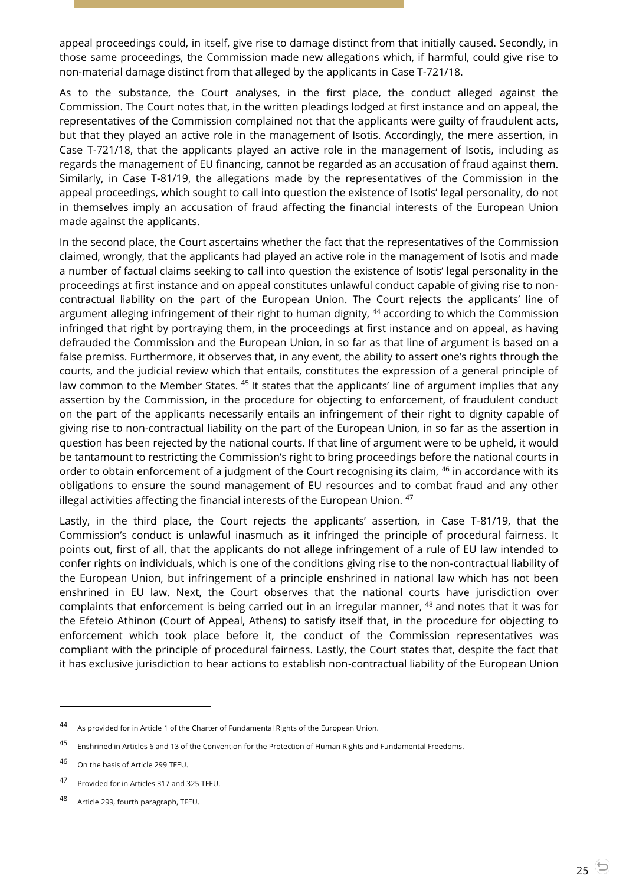appeal proceedings could, in itself, give rise to damage distinct from that initially caused. Secondly, in those same proceedings, the Commission made new allegations which, if harmful, could give rise to non-material damage distinct from that alleged by the applicants in Case T-721/18.

As to the substance, the Court analyses, in the first place, the conduct alleged against the Commission. The Court notes that, in the written pleadings lodged at first instance and on appeal, the representatives of the Commission complained not that the applicants were guilty of fraudulent acts, but that they played an active role in the management of Isotis. Accordingly, the mere assertion, in Case T-721/18, that the applicants played an active role in the management of Isotis, including as regards the management of EU financing, cannot be regarded as an accusation of fraud against them. Similarly, in Case T-81/19, the allegations made by the representatives of the Commission in the appeal proceedings, which sought to call into question the existence of Isotis' legal personality, do not in themselves imply an accusation of fraud affecting the financial interests of the European Union made against the applicants.

In the second place, the Court ascertains whether the fact that the representatives of the Commission claimed, wrongly, that the applicants had played an active role in the management of Isotis and made a number of factual claims seeking to call into question the existence of Isotis' legal personality in the proceedings at first instance and on appeal constitutes unlawful conduct capable of giving rise to non-contractual liability on the part of the European Union. The Court rejects the applicants' line of argument alleging infringement of their right to human dignity, [44] according to which the Commission infringed that right by portraying them, in the proceedings at first instance and on appeal, as having defrauded the Commission and the European Union, in so far as that line of argument is based on a false premiss. Furthermore, it observes that, in any event, the ability to assert one's rights through the courts, and the judicial review which that entails, constitutes the expression of a general principle of law common to the Member States. [45] It states that the applicants' line of argument implies that any assertion by the Commission, in the procedure for objecting to enforcement, of fraudulent conduct on the part of the applicants necessarily entails an infringement of their right to dignity capable of giving rise to non-contractual liability on the part of the European Union, in so far as the assertion in question has been rejected by the national courts. If that line of argument were to be upheld, it would be tantamount to restricting the Commission's right to bring proceedings before the national courts in order to obtain enforcement of a judgment of the Court recognising its claim, [46] in accordance with its obligations to ensure the sound management of EU resources and to combat fraud and any other illegal activities affecting the financial interests of the European Union. [47]

Lastly, in the third place, the Court rejects the applicants' assertion, in Case T-81/19, that the Commission's conduct is unlawful inasmuch as it infringed the principle of procedural fairness. It points out, first of all, that the applicants do not allege infringement of a rule of EU law intended to confer rights on individuals, which is one of the conditions giving rise to the non-contractual liability of the European Union, but infringement of a principle enshrined in national law which has not been enshrined in EU law. Next, the Court observes that the national courts have jurisdiction over complaints that enforcement is being carried out in an irregular manner, [48] and notes that it was for the Efeteio Athinon (Court of Appeal, Athens) to satisfy itself that, in the procedure for objecting to enforcement which took place before it, the conduct of the Commission representatives was compliant with the principle of procedural fairness. Lastly, the Court states that, despite the fact that it has exclusive jurisdiction to hear actions to establish non-contractual liability of the European Union

---

[44] As provided for in Article 1 of the Charter of Fundamental Rights of the European Union.

[45] Enshrined in Articles 6 and 13 of the Convention for the Protection of Human Rights and Fundamental Freedoms.

[46] On the basis of Article 299 TFEU.

[47] Provided for in Articles 317 and 325 TFEU.

[48] Article 299, fourth paragraph, TFEU.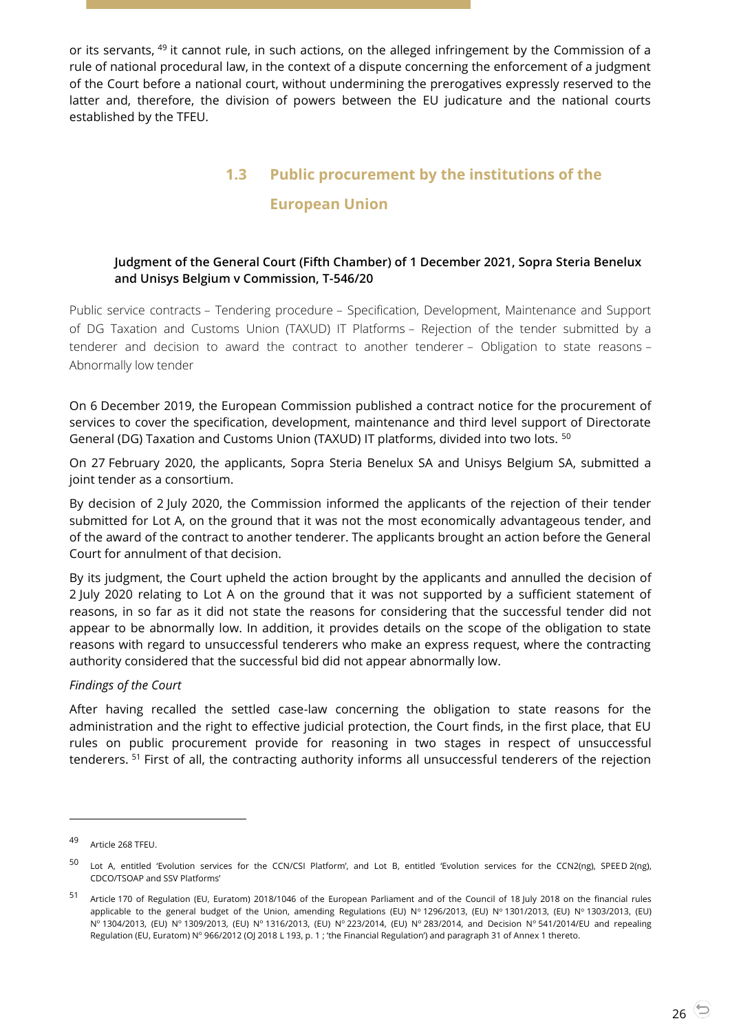or its servants, [49] it cannot rule, in such actions, on the alleged infringement by the Commission of a rule of national procedural law, in the context of a dispute concerning the enforcement of a judgment of the Court before a national court, without undermining the prerogatives expressly reserved to the latter and, therefore, the division of powers between the EU judicature and the national courts established by the TFEU.

## 1.3 Public procurement by the institutions of the European Union

#### Judgment of the General Court (Fifth Chamber) of 1 December 2021, Sopra Steria Benelux and Unisys Belgium v Commission, T-546/20

Public service contracts – Tendering procedure – Specification, Development, Maintenance and Support of DG Taxation and Customs Union (TAXUD) IT Platforms – Rejection of the tender submitted by a tenderer and decision to award the contract to another tenderer – Obligation to state reasons – Abnormally low tender

On 6 December 2019, the European Commission published a contract notice for the procurement of services to cover the specification, development, maintenance and third level support of Directorate General (DG) Taxation and Customs Union (TAXUD) IT platforms, divided into two lots. [50]

On 27 February 2020, the applicants, Sopra Steria Benelux SA and Unisys Belgium SA, submitted a joint tender as a consortium.

By decision of 2 July 2020, the Commission informed the applicants of the rejection of their tender submitted for Lot A, on the ground that it was not the most economically advantageous tender, and of the award of the contract to another tenderer. The applicants brought an action before the General Court for annulment of that decision.

By its judgment, the Court upheld the action brought by the applicants and annulled the decision of 2 July 2020 relating to Lot A on the ground that it was not supported by a sufficient statement of reasons, in so far as it did not state the reasons for considering that the successful tender did not appear to be abnormally low. In addition, it provides details on the scope of the obligation to state reasons with regard to unsuccessful tenderers who make an express request, where the contracting authority considered that the successful bid did not appear abnormally low.

*Findings of the Court*

After having recalled the settled case-law concerning the obligation to state reasons for the administration and the right to effective judicial protection, the Court finds, in the first place, that EU rules on public procurement provide for reasoning in two stages in respect of unsuccessful tenderers. [51] First of all, the contracting authority informs all unsuccessful tenderers of the rejection

---

[49] Article 268 TFEU.

[50] Lot A, entitled 'Evolution services for the CCN/CSI Platform', and Lot B, entitled 'Evolution services for the CCN2(ng), SPEED 2(ng), CDCO/TSOAP and SSV Platforms'

[51] Article 170 of Regulation (EU, Euratom) 2018/1046 of the European Parliament and of the Council of 18 July 2018 on the financial rules applicable to the general budget of the Union, amending Regulations (EU) No 1296/2013, (EU) No 1301/2013, (EU) No 1303/2013, (EU) No 1304/2013, (EU) No 1309/2013, (EU) No 1316/2013, (EU) No 223/2014, (EU) No 283/2014, and Decision No 541/2014/EU and repealing Regulation (EU, Euratom) No 966/2012 (OJ 2018 L 193, p. 1 ; 'the Financial Regulation') and paragraph 31 of Annex 1 thereto.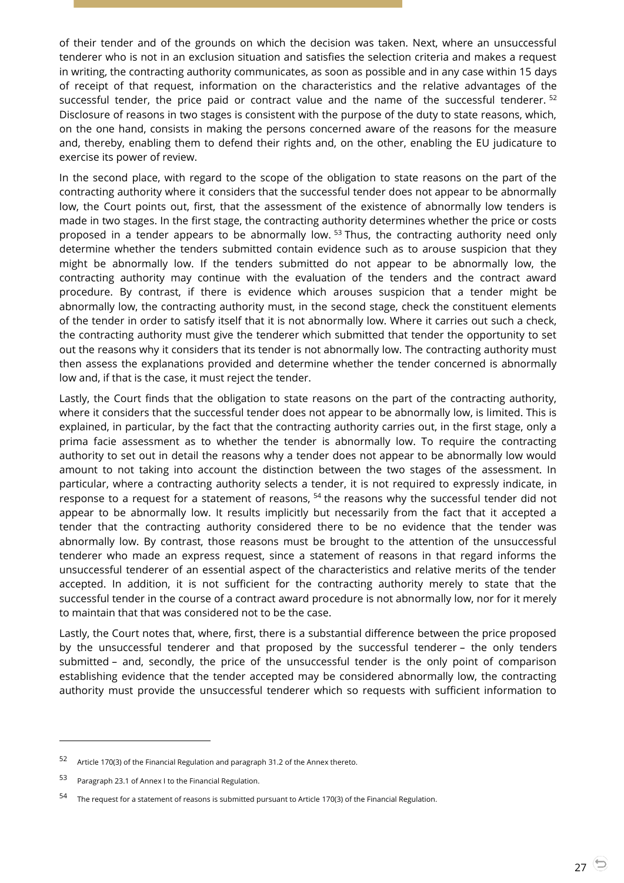of their tender and of the grounds on which the decision was taken. Next, where an unsuccessful tenderer who is not in an exclusion situation and satisfies the selection criteria and makes a request in writing, the contracting authority communicates, as soon as possible and in any case within 15 days of receipt of that request, information on the characteristics and the relative advantages of the successful tender, the price paid or contract value and the name of the successful tenderer. [52] Disclosure of reasons in two stages is consistent with the purpose of the duty to state reasons, which, on the one hand, consists in making the persons concerned aware of the reasons for the measure and, thereby, enabling them to defend their rights and, on the other, enabling the EU judicature to exercise its power of review.

In the second place, with regard to the scope of the obligation to state reasons on the part of the contracting authority where it considers that the successful tender does not appear to be abnormally low, the Court points out, first, that the assessment of the existence of abnormally low tenders is made in two stages. In the first stage, the contracting authority determines whether the price or costs proposed in a tender appears to be abnormally low. [53] Thus, the contracting authority need only determine whether the tenders submitted contain evidence such as to arouse suspicion that they might be abnormally low. If the tenders submitted do not appear to be abnormally low, the contracting authority may continue with the evaluation of the tenders and the contract award procedure. By contrast, if there is evidence which arouses suspicion that a tender might be abnormally low, the contracting authority must, in the second stage, check the constituent elements of the tender in order to satisfy itself that it is not abnormally low. Where it carries out such a check, the contracting authority must give the tenderer which submitted that tender the opportunity to set out the reasons why it considers that its tender is not abnormally low. The contracting authority must then assess the explanations provided and determine whether the tender concerned is abnormally low and, if that is the case, it must reject the tender.

Lastly, the Court finds that the obligation to state reasons on the part of the contracting authority, where it considers that the successful tender does not appear to be abnormally low, is limited. This is explained, in particular, by the fact that the contracting authority carries out, in the first stage, only a prima facie assessment as to whether the tender is abnormally low. To require the contracting authority to set out in detail the reasons why a tender does not appear to be abnormally low would amount to not taking into account the distinction between the two stages of the assessment. In particular, where a contracting authority selects a tender, it is not required to expressly indicate, in response to a request for a statement of reasons, [54] the reasons why the successful tender did not appear to be abnormally low. It results implicitly but necessarily from the fact that it accepted a tender that the contracting authority considered there to be no evidence that the tender was abnormally low. By contrast, those reasons must be brought to the attention of the unsuccessful tenderer who made an express request, since a statement of reasons in that regard informs the unsuccessful tenderer of an essential aspect of the characteristics and relative merits of the tender accepted. In addition, it is not sufficient for the contracting authority merely to state that the successful tender in the course of a contract award procedure is not abnormally low, nor for it merely to maintain that that was considered not to be the case.

Lastly, the Court notes that, where, first, there is a substantial difference between the price proposed by the unsuccessful tenderer and that proposed by the successful tenderer – the only tenders submitted – and, secondly, the price of the unsuccessful tender is the only point of comparison establishing evidence that the tender accepted may be considered abnormally low, the contracting authority must provide the unsuccessful tenderer which so requests with sufficient information to

---

[52] Article 170(3) of the Financial Regulation and paragraph 31.2 of the Annex thereto.

[53] Paragraph 23.1 of Annex I to the Financial Regulation.

[54] The request for a statement of reasons is submitted pursuant to Article 170(3) of the Financial Regulation.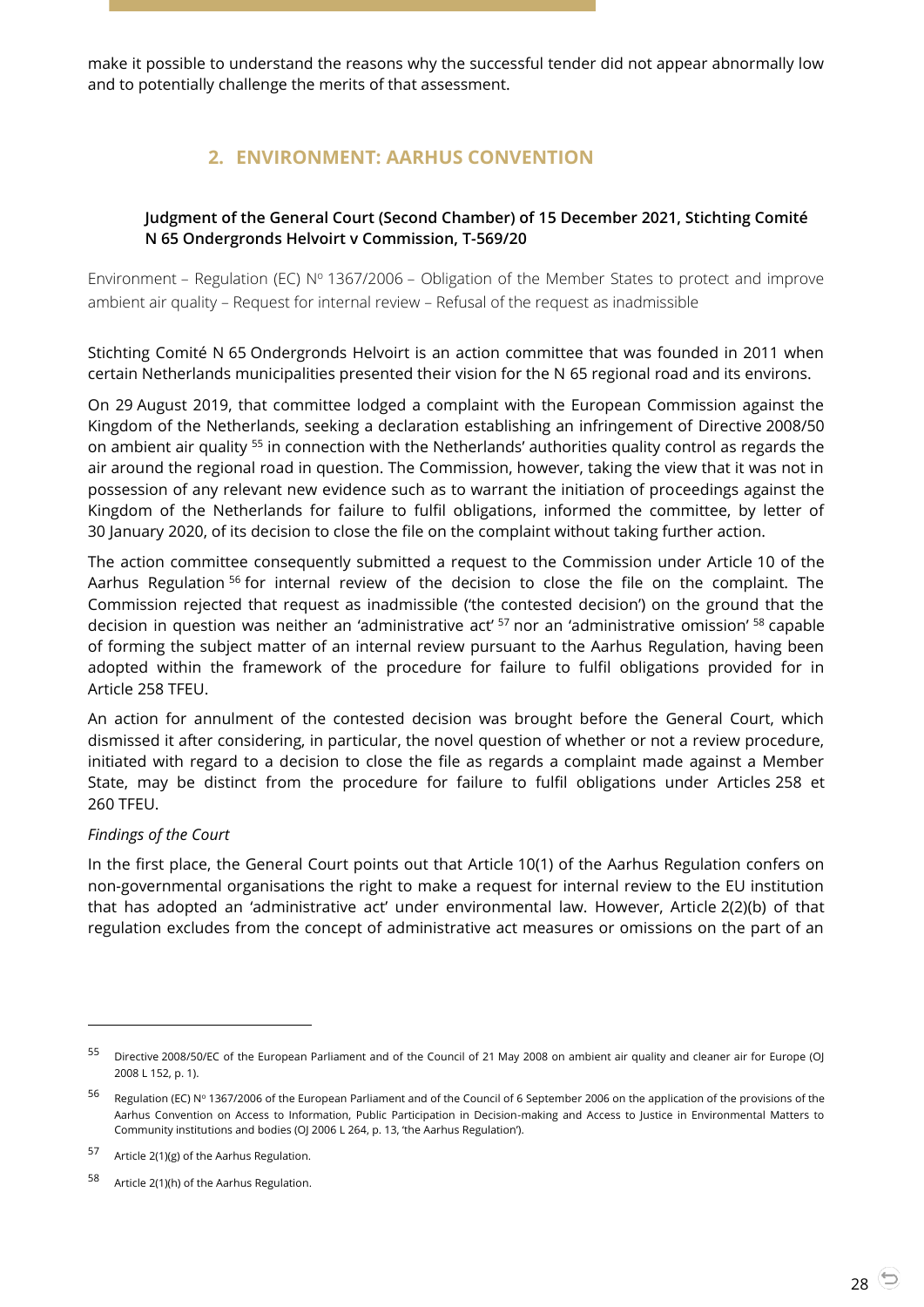make it possible to understand the reasons why the successful tender did not appear abnormally low and to potentially challenge the merits of that assessment.

## 2. ENVIRONMENT: AARHUS CONVENTION

### Judgment of the General Court (Second Chamber) of 15 December 2021, Stichting Comité N 65 Ondergronds Helvoirt v Commission, T-569/20

Environment – Regulation (EC) Nº 1367/2006 – Obligation of the Member States to protect and improve ambient air quality – Request for internal review – Refusal of the request as inadmissible

Stichting Comité N 65 Ondergronds Helvoirt is an action committee that was founded in 2011 when certain Netherlands municipalities presented their vision for the N 65 regional road and its environs.

On 29 August 2019, that committee lodged a complaint with the European Commission against the Kingdom of the Netherlands, seeking a declaration establishing an infringement of Directive 2008/50 on ambient air quality [55] in connection with the Netherlands' authorities quality control as regards the air around the regional road in question. The Commission, however, taking the view that it was not in possession of any relevant new evidence such as to warrant the initiation of proceedings against the Kingdom of the Netherlands for failure to fulfil obligations, informed the committee, by letter of 30 January 2020, of its decision to close the file on the complaint without taking further action.

The action committee consequently submitted a request to the Commission under Article 10 of the Aarhus Regulation [56] for internal review of the decision to close the file on the complaint. The Commission rejected that request as inadmissible ('the contested decision') on the ground that the decision in question was neither an 'administrative act' [57] nor an 'administrative omission' [58] capable of forming the subject matter of an internal review pursuant to the Aarhus Regulation, having been adopted within the framework of the procedure for failure to fulfil obligations provided for in Article 258 TFEU.

An action for annulment of the contested decision was brought before the General Court, which dismissed it after considering, in particular, the novel question of whether or not a review procedure, initiated with regard to a decision to close the file as regards a complaint made against a Member State, may be distinct from the procedure for failure to fulfil obligations under Articles 258 et 260 TFEU.

*Findings of the Court*

In the first place, the General Court points out that Article 10(1) of the Aarhus Regulation confers on non-governmental organisations the right to make a request for internal review to the EU institution that has adopted an 'administrative act' under environmental law. However, Article 2(2)(b) of that regulation excludes from the concept of administrative act measures or omissions on the part of an

---

[55] Directive 2008/50/EC of the European Parliament and of the Council of 21 May 2008 on ambient air quality and cleaner air for Europe (OJ 2008 L 152, p. 1).

[56] Regulation (EC) Nº 1367/2006 of the European Parliament and of the Council of 6 September 2006 on the application of the provisions of the Aarhus Convention on Access to Information, Public Participation in Decision-making and Access to Justice in Environmental Matters to Community institutions and bodies (OJ 2006 L 264, p. 13, 'the Aarhus Regulation').

[57] Article 2(1)(g) of the Aarhus Regulation.

[58] Article 2(1)(h) of the Aarhus Regulation.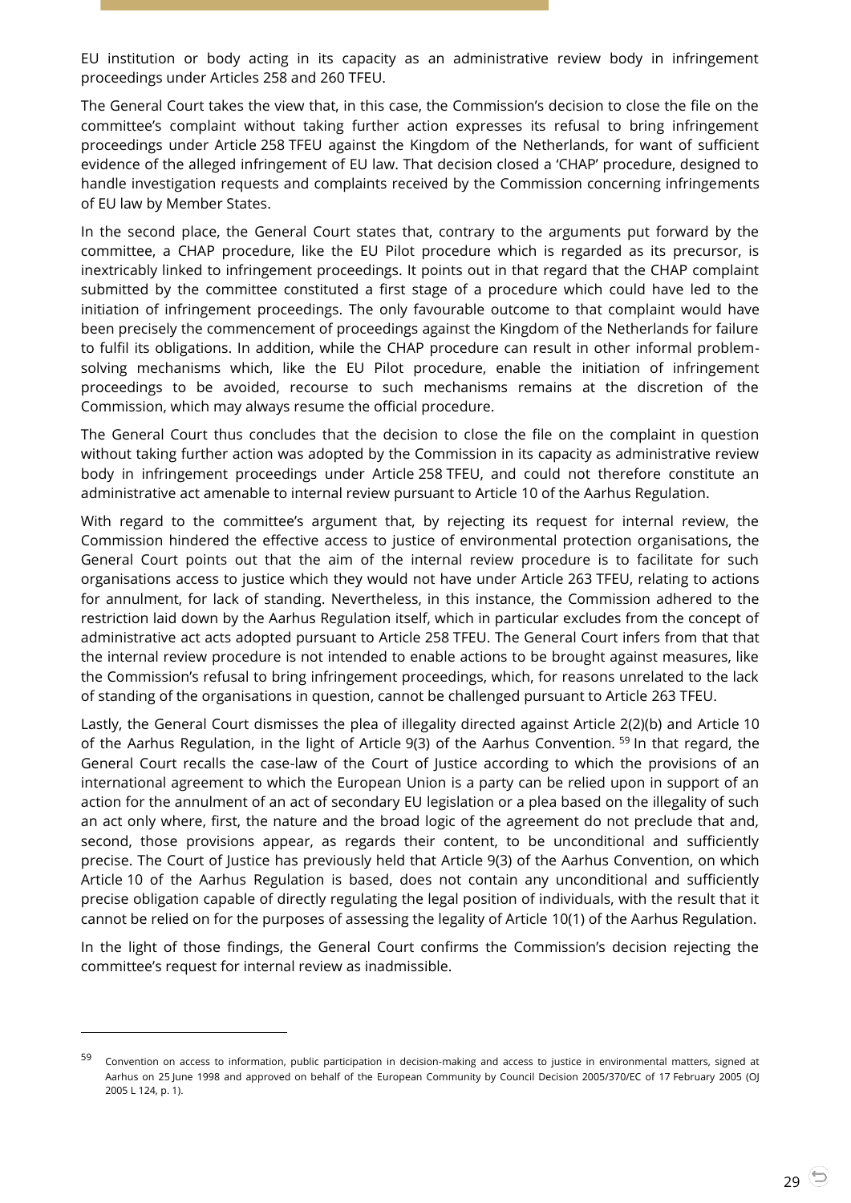EU institution or body acting in its capacity as an administrative review body in infringement proceedings under Articles 258 and 260 TFEU.

The General Court takes the view that, in this case, the Commission's decision to close the file on the committee's complaint without taking further action expresses its refusal to bring infringement proceedings under Article 258 TFEU against the Kingdom of the Netherlands, for want of sufficient evidence of the alleged infringement of EU law. That decision closed a 'CHAP' procedure, designed to handle investigation requests and complaints received by the Commission concerning infringements of EU law by Member States.

In the second place, the General Court states that, contrary to the arguments put forward by the committee, a CHAP procedure, like the EU Pilot procedure which is regarded as its precursor, is inextricably linked to infringement proceedings. It points out in that regard that the CHAP complaint submitted by the committee constituted a first stage of a procedure which could have led to the initiation of infringement proceedings. The only favourable outcome to that complaint would have been precisely the commencement of proceedings against the Kingdom of the Netherlands for failure to fulfil its obligations. In addition, while the CHAP procedure can result in other informal problem-solving mechanisms which, like the EU Pilot procedure, enable the initiation of infringement proceedings to be avoided, recourse to such mechanisms remains at the discretion of the Commission, which may always resume the official procedure.

The General Court thus concludes that the decision to close the file on the complaint in question without taking further action was adopted by the Commission in its capacity as administrative review body in infringement proceedings under Article 258 TFEU, and could not therefore constitute an administrative act amenable to internal review pursuant to Article 10 of the Aarhus Regulation.

With regard to the committee's argument that, by rejecting its request for internal review, the Commission hindered the effective access to justice of environmental protection organisations, the General Court points out that the aim of the internal review procedure is to facilitate for such organisations access to justice which they would not have under Article 263 TFEU, relating to actions for annulment, for lack of standing. Nevertheless, in this instance, the Commission adhered to the restriction laid down by the Aarhus Regulation itself, which in particular excludes from the concept of administrative act acts adopted pursuant to Article 258 TFEU. The General Court infers from that that the internal review procedure is not intended to enable actions to be brought against measures, like the Commission's refusal to bring infringement proceedings, which, for reasons unrelated to the lack of standing of the organisations in question, cannot be challenged pursuant to Article 263 TFEU.

Lastly, the General Court dismisses the plea of illegality directed against Article 2(2)(b) and Article 10 of the Aarhus Regulation, in the light of Article 9(3) of the Aarhus Convention. [59] In that regard, the General Court recalls the case-law of the Court of Justice according to which the provisions of an international agreement to which the European Union is a party can be relied upon in support of an action for the annulment of an act of secondary EU legislation or a plea based on the illegality of such an act only where, first, the nature and the broad logic of the agreement do not preclude that and, second, those provisions appear, as regards their content, to be unconditional and sufficiently precise. The Court of Justice has previously held that Article 9(3) of the Aarhus Convention, on which Article 10 of the Aarhus Regulation is based, does not contain any unconditional and sufficiently precise obligation capable of directly regulating the legal position of individuals, with the result that it cannot be relied on for the purposes of assessing the legality of Article 10(1) of the Aarhus Regulation.

In the light of those findings, the General Court confirms the Commission's decision rejecting the committee's request for internal review as inadmissible.

---

[59] Convention on access to information, public participation in decision-making and access to justice in environmental matters, signed at Aarhus on 25 June 1998 and approved on behalf of the European Community by Council Decision 2005/370/EC of 17 February 2005 (OJ 2005 L 124, p. 1).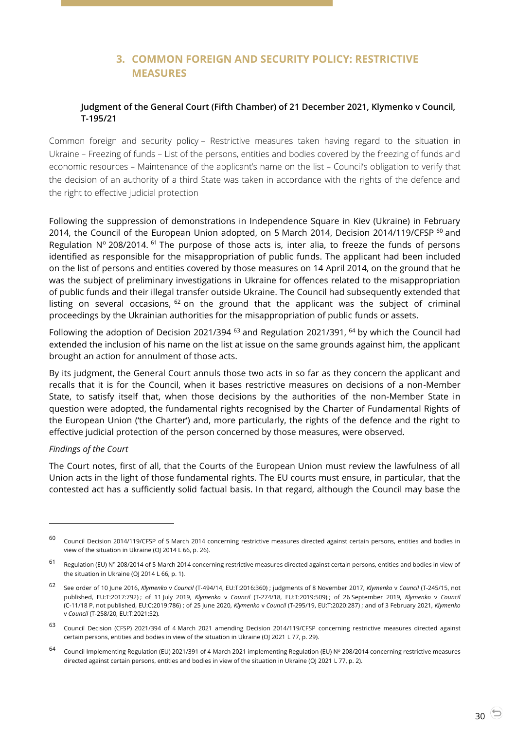## 3. COMMON FOREIGN AND SECURITY POLICY: RESTRICTIVE MEASURES

### Judgment of the General Court (Fifth Chamber) of 21 December 2021, Klymenko v Council, T-195/21

Common foreign and security policy – Restrictive measures taken having regard to the situation in Ukraine – Freezing of funds – List of the persons, entities and bodies covered by the freezing of funds and economic resources – Maintenance of the applicant's name on the list – Council's obligation to verify that the decision of an authority of a third State was taken in accordance with the rights of the defence and the right to effective judicial protection

Following the suppression of demonstrations in Independence Square in Kiev (Ukraine) in February 2014, the Council of the European Union adopted, on 5 March 2014, Decision 2014/119/CFSP [60] and Regulation Nº 208/2014. [61] The purpose of those acts is, inter alia, to freeze the funds of persons identified as responsible for the misappropriation of public funds. The applicant had been included on the list of persons and entities covered by those measures on 14 April 2014, on the ground that he was the subject of preliminary investigations in Ukraine for offences related to the misappropriation of public funds and their illegal transfer outside Ukraine. The Council had subsequently extended that listing on several occasions, [62] on the ground that the applicant was the subject of criminal proceedings by the Ukrainian authorities for the misappropriation of public funds or assets.

Following the adoption of Decision 2021/394 [63] and Regulation 2021/391, [64] by which the Council had extended the inclusion of his name on the list at issue on the same grounds against him, the applicant brought an action for annulment of those acts.

By its judgment, the General Court annuls those two acts in so far as they concern the applicant and recalls that it is for the Council, when it bases restrictive measures on decisions of a non-Member State, to satisfy itself that, when those decisions by the authorities of the non-Member State in question were adopted, the fundamental rights recognised by the Charter of Fundamental Rights of the European Union ('the Charter') and, more particularly, the rights of the defence and the right to effective judicial protection of the person concerned by those measures, were observed.

*Findings of the Court*

The Court notes, first of all, that the Courts of the European Union must review the lawfulness of all Union acts in the light of those fundamental rights. The EU courts must ensure, in particular, that the contested act has a sufficiently solid factual basis. In that regard, although the Council may base the

---

[60] Council Decision 2014/119/CFSP of 5 March 2014 concerning restrictive measures directed against certain persons, entities and bodies in view of the situation in Ukraine (OJ 2014 L 66, p. 26).

[61] Regulation (EU) Nº 208/2014 of 5 March 2014 concerning restrictive measures directed against certain persons, entities and bodies in view of the situation in Ukraine (OJ 2014 L 66, p. 1).

[62] See order of 10 June 2016, *Klymenko* v *Council* (T-494/14, EU:T:2016:360) ; judgments of 8 November 2017, *Klymenko* v *Council* (T-245/15, not published, EU:T:2017:792) ; of 11 July 2019, *Klymenko* v *Council* (T-274/18, EU:T:2019:509) ; of 26 September 2019, *Klymenko* v *Council* (C-11/18 P, not published, EU:C:2019:786) ; of 25 June 2020, *Klymenko* v *Council* (T-295/19, EU:T:2020:287) ; and of 3 February 2021, *Klymenko* v *Council* (T-258/20, EU:T:2021:52).

[63] Council Decision (CFSP) 2021/394 of 4 March 2021 amending Decision 2014/119/CFSP concerning restrictive measures directed against certain persons, entities and bodies in view of the situation in Ukraine (OJ 2021 L 77, p. 29).

[64] Council Implementing Regulation (EU) 2021/391 of 4 March 2021 implementing Regulation (EU) Nº 208/2014 concerning restrictive measures directed against certain persons, entities and bodies in view of the situation in Ukraine (OJ 2021 L 77, p. 2).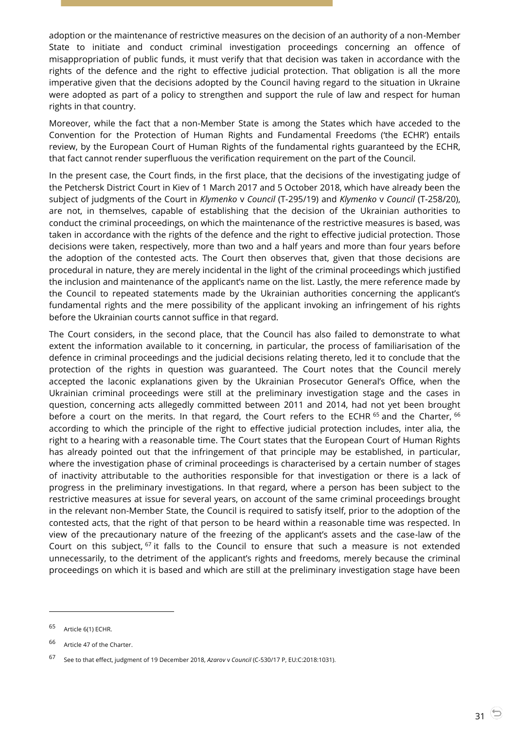adoption or the maintenance of restrictive measures on the decision of an authority of a non-Member State to initiate and conduct criminal investigation proceedings concerning an offence of misappropriation of public funds, it must verify that that decision was taken in accordance with the rights of the defence and the right to effective judicial protection. That obligation is all the more imperative given that the decisions adopted by the Council having regard to the situation in Ukraine were adopted as part of a policy to strengthen and support the rule of law and respect for human rights in that country.

Moreover, while the fact that a non-Member State is among the States which have acceded to the Convention for the Protection of Human Rights and Fundamental Freedoms ('the ECHR') entails review, by the European Court of Human Rights of the fundamental rights guaranteed by the ECHR, that fact cannot render superfluous the verification requirement on the part of the Council.

In the present case, the Court finds, in the first place, that the decisions of the investigating judge of the Petchersk District Court in Kiev of 1 March 2017 and 5 October 2018, which have already been the subject of judgments of the Court in *Klymenko* v *Council* (T-295/19) and *Klymenko* v *Council* (T-258/20), are not, in themselves, capable of establishing that the decision of the Ukrainian authorities to conduct the criminal proceedings, on which the maintenance of the restrictive measures is based, was taken in accordance with the rights of the defence and the right to effective judicial protection. Those decisions were taken, respectively, more than two and a half years and more than four years before the adoption of the contested acts. The Court then observes that, given that those decisions are procedural in nature, they are merely incidental in the light of the criminal proceedings which justified the inclusion and maintenance of the applicant's name on the list. Lastly, the mere reference made by the Council to repeated statements made by the Ukrainian authorities concerning the applicant's fundamental rights and the mere possibility of the applicant invoking an infringement of his rights before the Ukrainian courts cannot suffice in that regard.

The Court considers, in the second place, that the Council has also failed to demonstrate to what extent the information available to it concerning, in particular, the process of familiarisation of the defence in criminal proceedings and the judicial decisions relating thereto, led it to conclude that the protection of the rights in question was guaranteed. The Court notes that the Council merely accepted the laconic explanations given by the Ukrainian Prosecutor General's Office, when the Ukrainian criminal proceedings were still at the preliminary investigation stage and the cases in question, concerning acts allegedly committed between 2011 and 2014, had not yet been brought before a court on the merits. In that regard, the Court refers to the ECHR [65] and the Charter, [66] according to which the principle of the right to effective judicial protection includes, inter alia, the right to a hearing with a reasonable time. The Court states that the European Court of Human Rights has already pointed out that the infringement of that principle may be established, in particular, where the investigation phase of criminal proceedings is characterised by a certain number of stages of inactivity attributable to the authorities responsible for that investigation or there is a lack of progress in the preliminary investigations. In that regard, where a person has been subject to the restrictive measures at issue for several years, on account of the same criminal proceedings brought in the relevant non-Member State, the Council is required to satisfy itself, prior to the adoption of the contested acts, that the right of that person to be heard within a reasonable time was respected. In view of the precautionary nature of the freezing of the applicant's assets and the case-law of the Court on this subject, [67] it falls to the Council to ensure that such a measure is not extended unnecessarily, to the detriment of the applicant's rights and freedoms, merely because the criminal proceedings on which it is based and which are still at the preliminary investigation stage have been

---

[65] Article 6(1) ECHR.

[66] Article 47 of the Charter.

[67] See to that effect, judgment of 19 December 2018, *Azarov* v *Council* (C-530/17 P, EU:C:2018:1031).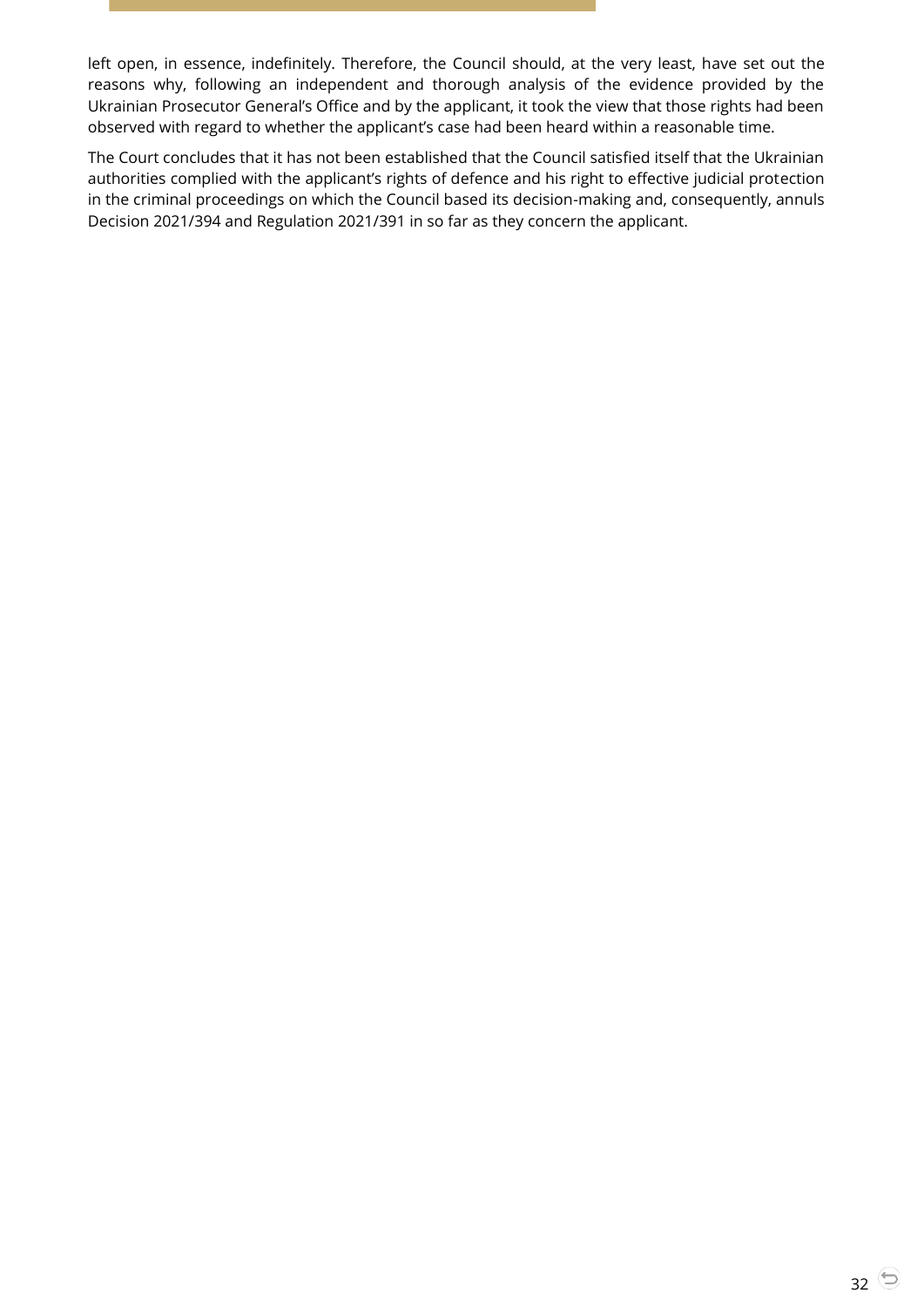left open, in essence, indefinitely. Therefore, the Council should, at the very least, have set out the reasons why, following an independent and thorough analysis of the evidence provided by the Ukrainian Prosecutor General's Office and by the applicant, it took the view that those rights had been observed with regard to whether the applicant's case had been heard within a reasonable time.

The Court concludes that it has not been established that the Council satisfied itself that the Ukrainian authorities complied with the applicant's rights of defence and his right to effective judicial protection in the criminal proceedings on which the Council based its decision-making and, consequently, annuls Decision 2021/394 and Regulation 2021/391 in so far as they concern the applicant.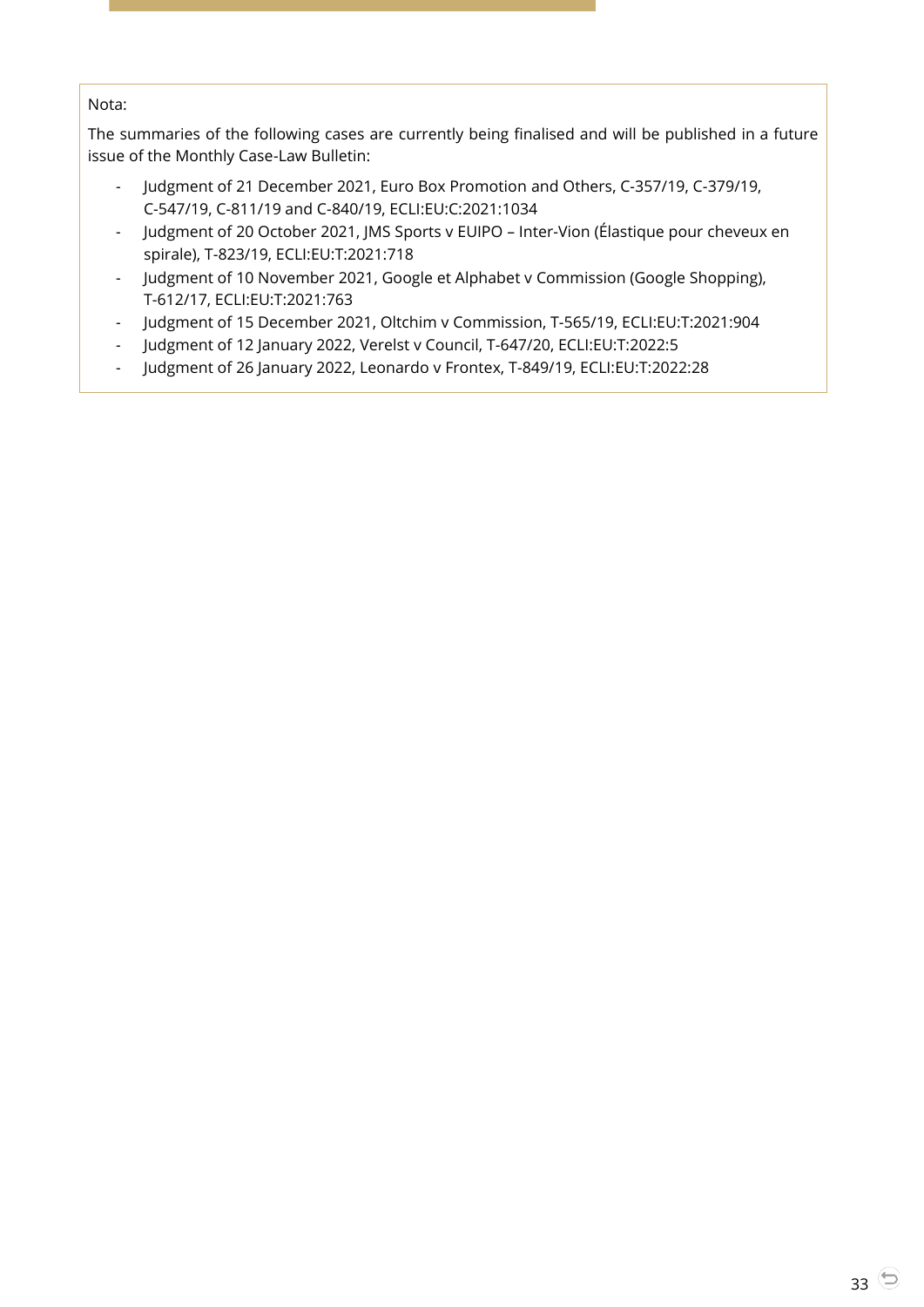Nota:

The summaries of the following cases are currently being finalised and will be published in a future issue of the Monthly Case-Law Bulletin:

- Judgment of 21 December 2021, Euro Box Promotion and Others, C-357/19, C-379/19, C-547/19, C-811/19 and C-840/19, ECLI:EU:C:2021:1034
- Judgment of 20 October 2021, JMS Sports v EUIPO – Inter-Vion (Élastique pour cheveux en spirale), T-823/19, ECLI:EU:T:2021:718
- Judgment of 10 November 2021, Google et Alphabet v Commission (Google Shopping), T-612/17, ECLI:EU:T:2021:763
- Judgment of 15 December 2021, Oltchim v Commission, T-565/19, ECLI:EU:T:2021:904
- Judgment of 12 January 2022, Verelst v Council, T-647/20, ECLI:EU:T:2022:5
- Judgment of 26 January 2022, Leonardo v Frontex, T-849/19, ECLI:EU:T:2022:28